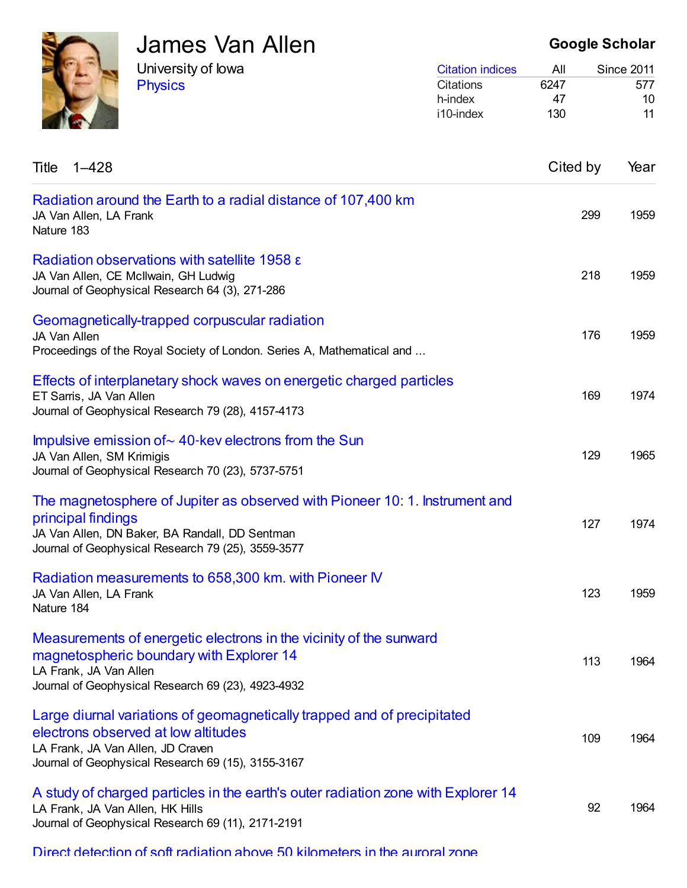# James Van Allen

University of Iowa
Physics

**Google Scholar**

| Citation indices | All | Since 2011 |
|---|---|---|
| Citations | 6247 | 577 |
| h-index | 47 | 10 |
| i10-index | 130 | 11 |

| Title 1–428 | Cited by | Year |
|---|---|---|
| Radiation around the Earth to a radial distance of 107,400 km<br>JA Van Allen, LA Frank<br>Nature 183 | 299 | 1959 |
| Radiation observations with satellite 1958 ε<br>JA Van Allen, CE McIlwain, GH Ludwig<br>Journal of Geophysical Research 64 (3), 271-286 | 218 | 1959 |
| Geomagnetically-trapped corpuscular radiation<br>JA Van Allen<br>Proceedings of the Royal Society of London. Series A, Mathematical and ... | 176 | 1959 |
| Effects of interplanetary shock waves on energetic charged particles<br>ET Sarris, JA Van Allen<br>Journal of Geophysical Research 79 (28), 4157-4173 | 169 | 1974 |
| Impulsive emission of~ 40-kev electrons from the Sun<br>JA Van Allen, SM Krimigis<br>Journal of Geophysical Research 70 (23), 5737-5751 | 129 | 1965 |
| The magnetosphere of Jupiter as observed with Pioneer 10: 1. Instrument and principal findings<br>JA Van Allen, DN Baker, BA Randall, DD Sentman<br>Journal of Geophysical Research 79 (25), 3559-3577 | 127 | 1974 |
| Radiation measurements to 658,300 km. with Pioneer IV<br>JA Van Allen, LA Frank<br>Nature 184 | 123 | 1959 |
| Measurements of energetic electrons in the vicinity of the sunward magnetospheric boundary with Explorer 14<br>LA Frank, JA Van Allen<br>Journal of Geophysical Research 69 (23), 4923-4932 | 113 | 1964 |
| Large diurnal variations of geomagnetically trapped and of precipitated electrons observed at low altitudes<br>LA Frank, JA Van Allen, JD Craven<br>Journal of Geophysical Research 69 (15), 3155-3167 | 109 | 1964 |
| A study of charged particles in the earth's outer radiation zone with Explorer 14<br>LA Frank, JA Van Allen, HK Hills<br>Journal of Geophysical Research 69 (11), 2171-2191 | 92 | 1964 |
| Direct detection of soft radiation above 50 kilometers in the auroral zone | | |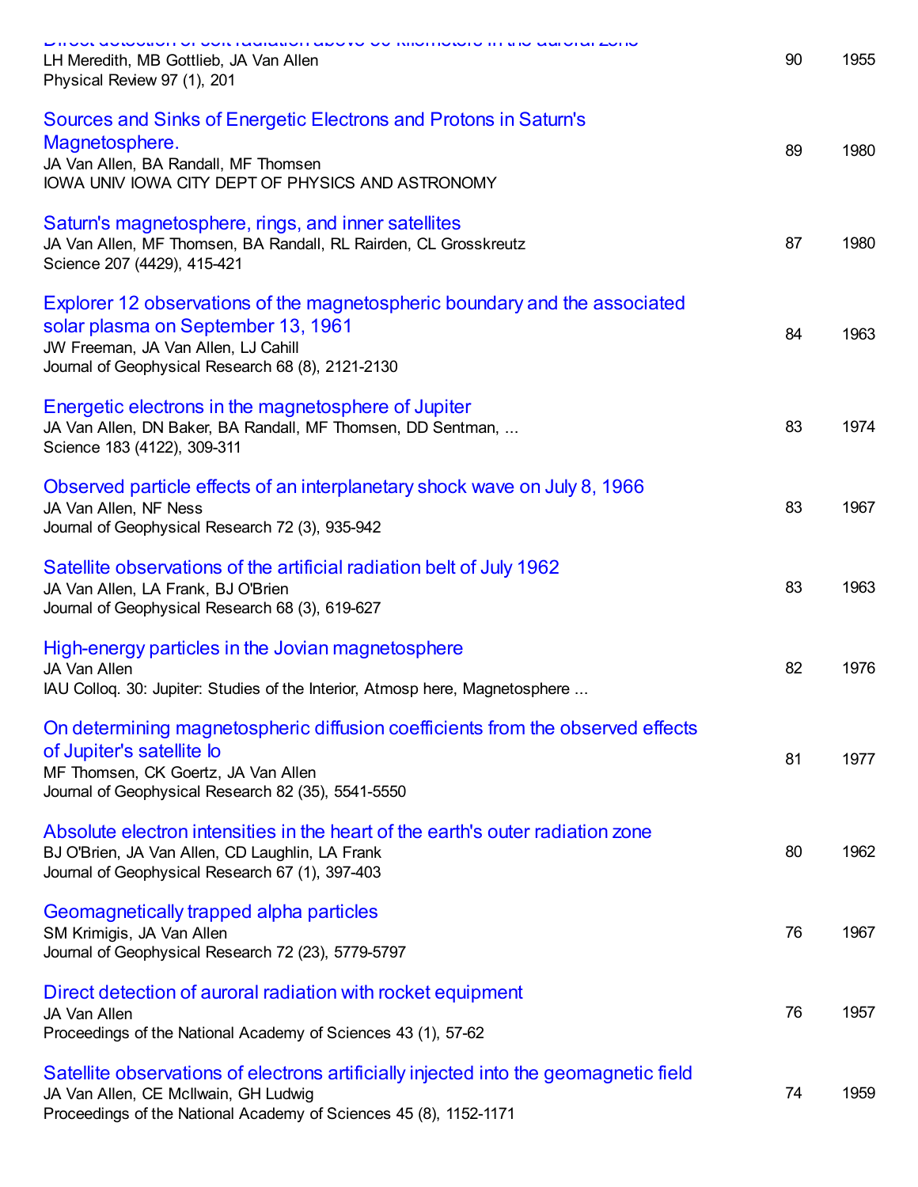Direct detection of soft radiation above 50 kilometers in the auroral zone
LH Meredith, MB Gottlieb, JA Van Allen
Physical Review 97 (1), 201 | 90 | 1955

| Title / Authors / Source | Cited by | Year |
|---|---|---|
| Sources and Sinks of Energetic Electrons and Protons in Saturn's Magnetosphere.<br>JA Van Allen, BA Randall, MF Thomsen<br>IOWA UNIV IOWA CITY DEPT OF PHYSICS AND ASTRONOMY | 89 | 1980 |
| Saturn's magnetosphere, rings, and inner satellites<br>JA Van Allen, MF Thomsen, BA Randall, RL Rairden, CL Grosskreutz<br>Science 207 (4429), 415-421 | 87 | 1980 |
| Explorer 12 observations of the magnetospheric boundary and the associated solar plasma on September 13, 1961<br>JW Freeman, JA Van Allen, LJ Cahill<br>Journal of Geophysical Research 68 (8), 2121-2130 | 84 | 1963 |
| Energetic electrons in the magnetosphere of Jupiter<br>JA Van Allen, DN Baker, BA Randall, MF Thomsen, DD Sentman, ...<br>Science 183 (4122), 309-311 | 83 | 1974 |
| Observed particle effects of an interplanetary shock wave on July 8, 1966<br>JA Van Allen, NF Ness<br>Journal of Geophysical Research 72 (3), 935-942 | 83 | 1967 |
| Satellite observations of the artificial radiation belt of July 1962<br>JA Van Allen, LA Frank, BJ O'Brien<br>Journal of Geophysical Research 68 (3), 619-627 | 83 | 1963 |
| High-energy particles in the Jovian magnetosphere<br>JA Van Allen<br>IAU Colloq. 30: Jupiter: Studies of the Interior, Atmosp here, Magnetosphere ... | 82 | 1976 |
| On determining magnetospheric diffusion coefficients from the observed effects of Jupiter's satellite Io<br>MF Thomsen, CK Goertz, JA Van Allen<br>Journal of Geophysical Research 82 (35), 5541-5550 | 81 | 1977 |
| Absolute electron intensities in the heart of the earth's outer radiation zone<br>BJ O'Brien, JA Van Allen, CD Laughlin, LA Frank<br>Journal of Geophysical Research 67 (1), 397-403 | 80 | 1962 |
| Geomagnetically trapped alpha particles<br>SM Krimigis, JA Van Allen<br>Journal of Geophysical Research 72 (23), 5779-5797 | 76 | 1967 |
| Direct detection of auroral radiation with rocket equipment<br>JA Van Allen<br>Proceedings of the National Academy of Sciences 43 (1), 57-62 | 76 | 1957 |
| Satellite observations of electrons artificially injected into the geomagnetic field<br>JA Van Allen, CE McIlwain, GH Ludwig<br>Proceedings of the National Academy of Sciences 45 (8), 1152-1171 | 74 | 1959 |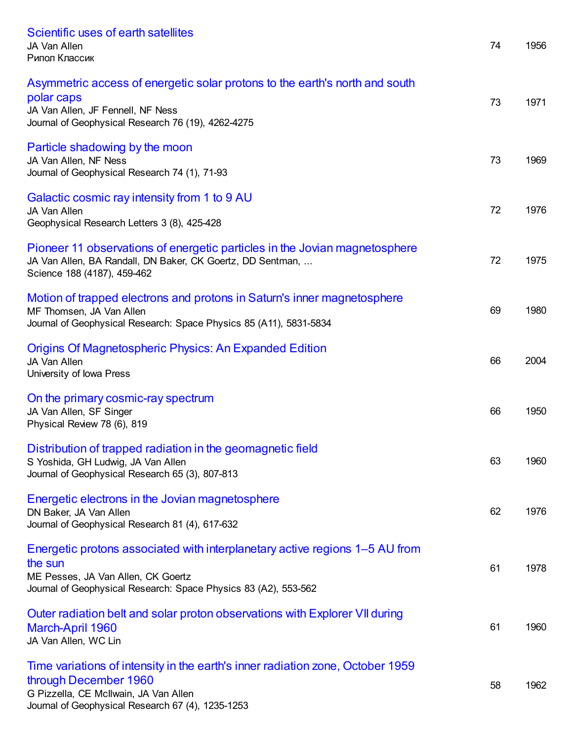| Title / Authors / Source | Cited by | Year |
|---|---|---|
| Scientific uses of earth satellites<br>JA Van Allen<br>Рипол Классик | 74 | 1956 |
| Asymmetric access of energetic solar protons to the earth's north and south polar caps<br>JA Van Allen, JF Fennell, NF Ness<br>Journal of Geophysical Research 76 (19), 4262-4275 | 73 | 1971 |
| Particle shadowing by the moon<br>JA Van Allen, NF Ness<br>Journal of Geophysical Research 74 (1), 71-93 | 73 | 1969 |
| Galactic cosmic ray intensity from 1 to 9 AU<br>JA Van Allen<br>Geophysical Research Letters 3 (8), 425-428 | 72 | 1976 |
| Pioneer 11 observations of energetic particles in the Jovian magnetosphere<br>JA Van Allen, BA Randall, DN Baker, CK Goertz, DD Sentman, ...<br>Science 188 (4187), 459-462 | 72 | 1975 |
| Motion of trapped electrons and protons in Saturn's inner magnetosphere<br>MF Thomsen, JA Van Allen<br>Journal of Geophysical Research: Space Physics 85 (A11), 5831-5834 | 69 | 1980 |
| Origins Of Magnetospheric Physics: An Expanded Edition<br>JA Van Allen<br>University of Iowa Press | 66 | 2004 |
| On the primary cosmic-ray spectrum<br>JA Van Allen, SF Singer<br>Physical Review 78 (6), 819 | 66 | 1950 |
| Distribution of trapped radiation in the geomagnetic field<br>S Yoshida, GH Ludwig, JA Van Allen<br>Journal of Geophysical Research 65 (3), 807-813 | 63 | 1960 |
| Energetic electrons in the Jovian magnetosphere<br>DN Baker, JA Van Allen<br>Journal of Geophysical Research 81 (4), 617-632 | 62 | 1976 |
| Energetic protons associated with interplanetary active regions 1–5 AU from the sun<br>ME Pesses, JA Van Allen, CK Goertz<br>Journal of Geophysical Research: Space Physics 83 (A2), 553-562 | 61 | 1978 |
| Outer radiation belt and solar proton observations with Explorer VII during March-April 1960<br>JA Van Allen, WC Lin | 61 | 1960 |
| Time variations of intensity in the earth's inner radiation zone, October 1959 through December 1960<br>G Pizzella, CE McIlwain, JA Van Allen<br>Journal of Geophysical Research 67 (4), 1235-1253 | 58 | 1962 |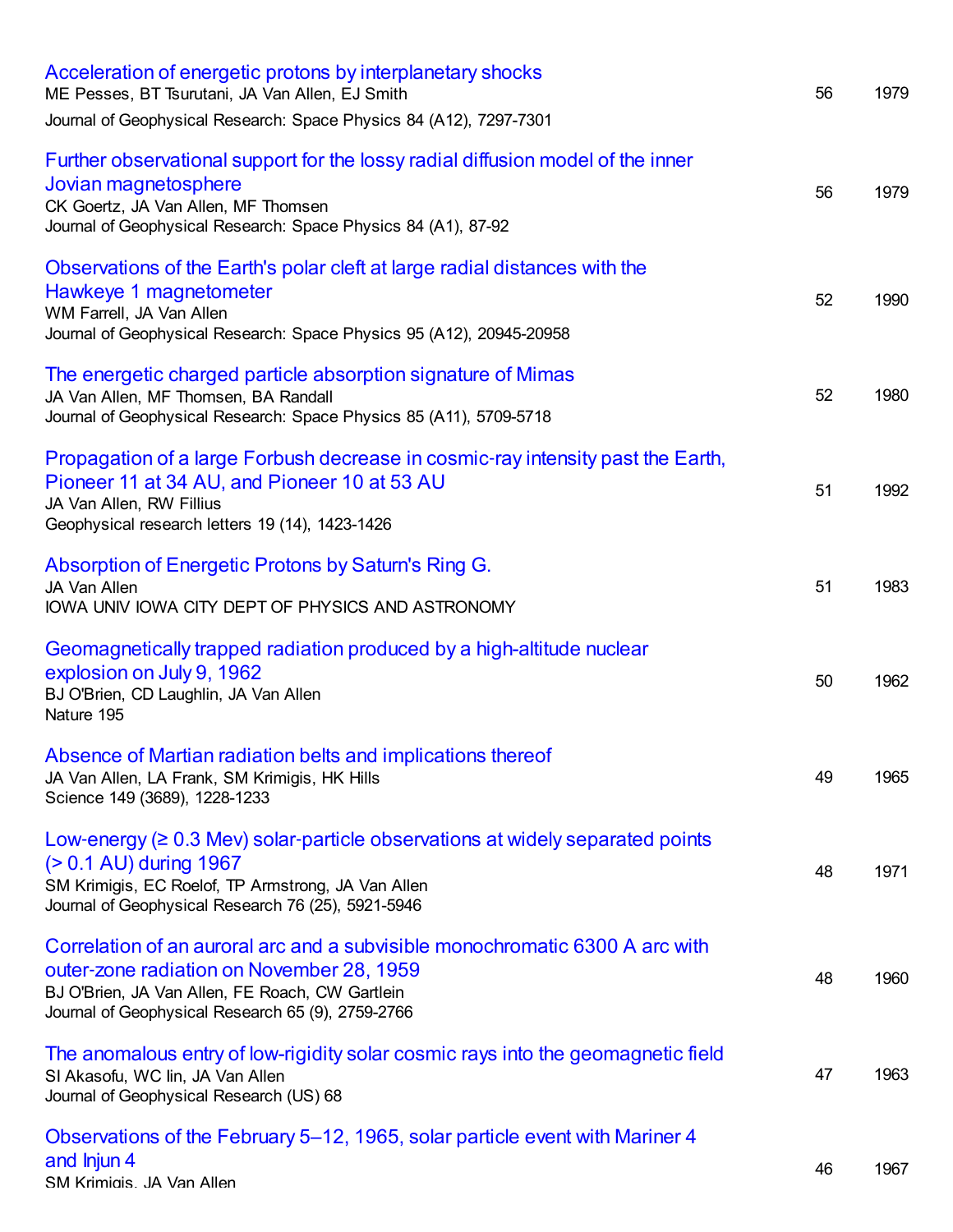| Title / Authors / Source | Cited by | Year |
|---|---|---|
| Acceleration of energetic protons by interplanetary shocks<br>ME Pesses, BT Tsurutani, JA Van Allen, EJ Smith<br>Journal of Geophysical Research: Space Physics 84 (A12), 7297-7301 | 56 | 1979 |
| Further observational support for the lossy radial diffusion model of the inner Jovian magnetosphere<br>CK Goertz, JA Van Allen, MF Thomsen<br>Journal of Geophysical Research: Space Physics 84 (A1), 87-92 | 56 | 1979 |
| Observations of the Earth's polar cleft at large radial distances with the Hawkeye 1 magnetometer<br>WM Farrell, JA Van Allen<br>Journal of Geophysical Research: Space Physics 95 (A12), 20945-20958 | 52 | 1990 |
| The energetic charged particle absorption signature of Mimas<br>JA Van Allen, MF Thomsen, BA Randall<br>Journal of Geophysical Research: Space Physics 85 (A11), 5709-5718 | 52 | 1980 |
| Propagation of a large Forbush decrease in cosmic-ray intensity past the Earth, Pioneer 11 at 34 AU, and Pioneer 10 at 53 AU<br>JA Van Allen, RW Fillius<br>Geophysical research letters 19 (14), 1423-1426 | 51 | 1992 |
| Absorption of Energetic Protons by Saturn's Ring G.<br>JA Van Allen<br>IOWA UNIV IOWA CITY DEPT OF PHYSICS AND ASTRONOMY | 51 | 1983 |
| Geomagnetically trapped radiation produced by a high-altitude nuclear explosion on July 9, 1962<br>BJ O'Brien, CD Laughlin, JA Van Allen<br>Nature 195 | 50 | 1962 |
| Absence of Martian radiation belts and implications thereof<br>JA Van Allen, LA Frank, SM Krimigis, HK Hills<br>Science 149 (3689), 1228-1233 | 49 | 1965 |
| Low-energy (≥ 0.3 Mev) solar-particle observations at widely separated points (> 0.1 AU) during 1967<br>SM Krimigis, EC Roelof, TP Armstrong, JA Van Allen<br>Journal of Geophysical Research 76 (25), 5921-5946 | 48 | 1971 |
| Correlation of an auroral arc and a subvisible monochromatic 6300 A arc with outer-zone radiation on November 28, 1959<br>BJ O'Brien, JA Van Allen, FE Roach, CW Gartlein<br>Journal of Geophysical Research 65 (9), 2759-2766 | 48 | 1960 |
| The anomalous entry of low-rigidity solar cosmic rays into the geomagnetic field<br>SI Akasofu, WC lin, JA Van Allen<br>Journal of Geophysical Research (US) 68 | 47 | 1963 |
| Observations of the February 5–12, 1965, solar particle event with Mariner 4 and Injun 4<br>SM Krimigis, JA Van Allen | 46 | 1967 |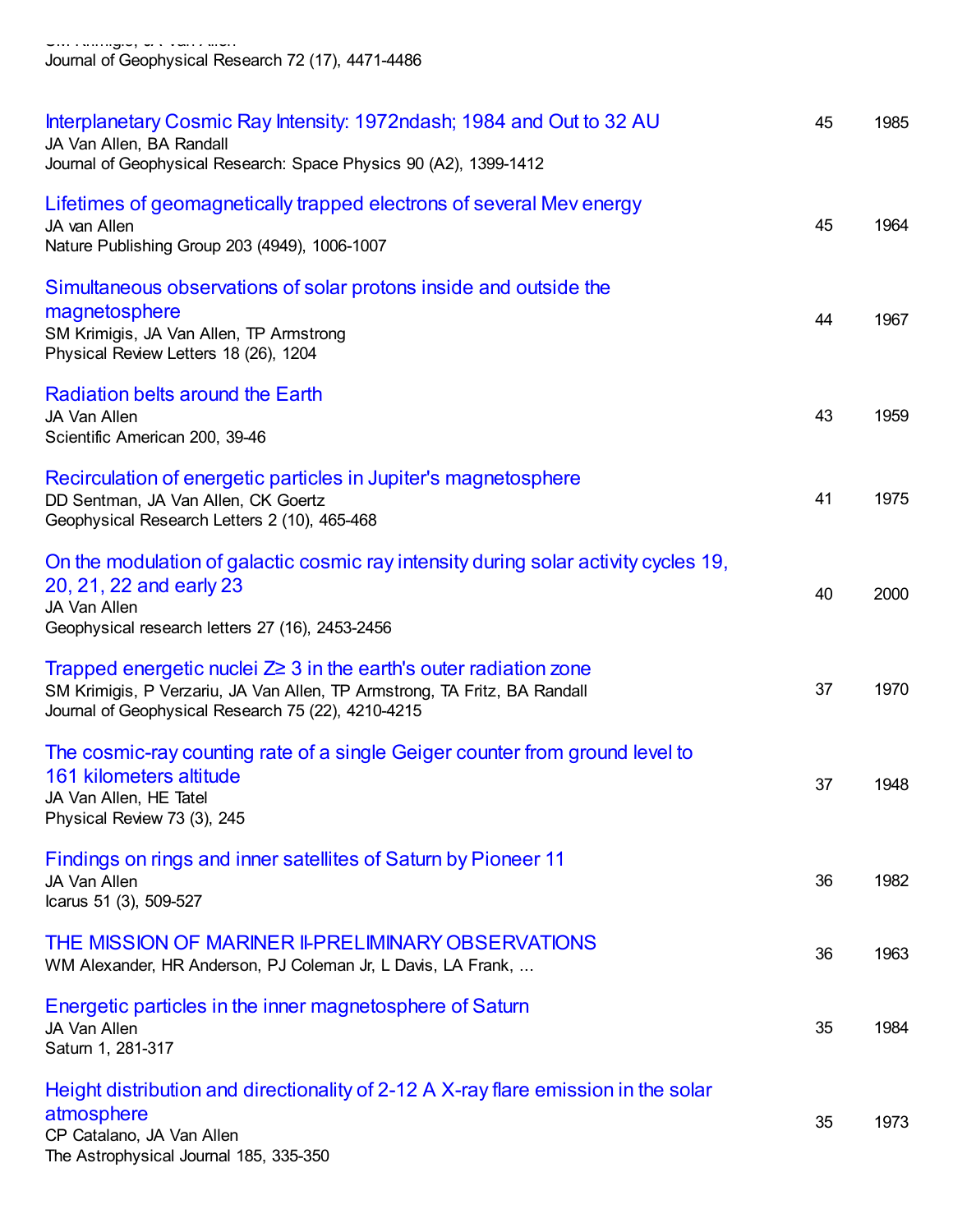SM Krimigis, JA Van Allen
Journal of Geophysical Research 72 (17), 4471-4486

| Title | Cited by | Year |
|---|---|---|
| Interplanetary Cosmic Ray Intensity: 1972ndash; 1984 and Out to 32 AU<br>JA Van Allen, BA Randall<br>Journal of Geophysical Research: Space Physics 90 (A2), 1399-1412 | 45 | 1985 |
| Lifetimes of geomagnetically trapped electrons of several Mev energy<br>JA van Allen<br>Nature Publishing Group 203 (4949), 1006-1007 | 45 | 1964 |
| Simultaneous observations of solar protons inside and outside the magnetosphere<br>SM Krimigis, JA Van Allen, TP Armstrong<br>Physical Review Letters 18 (26), 1204 | 44 | 1967 |
| Radiation belts around the Earth<br>JA Van Allen<br>Scientific American 200, 39-46 | 43 | 1959 |
| Recirculation of energetic particles in Jupiter's magnetosphere<br>DD Sentman, JA Van Allen, CK Goertz<br>Geophysical Research Letters 2 (10), 465-468 | 41 | 1975 |
| On the modulation of galactic cosmic ray intensity during solar activity cycles 19, 20, 21, 22 and early 23<br>JA Van Allen<br>Geophysical research letters 27 (16), 2453-2456 | 40 | 2000 |
| Trapped energetic nuclei Z≥ 3 in the earth's outer radiation zone<br>SM Krimigis, P Verzariu, JA Van Allen, TP Armstrong, TA Fritz, BA Randall<br>Journal of Geophysical Research 75 (22), 4210-4215 | 37 | 1970 |
| The cosmic-ray counting rate of a single Geiger counter from ground level to 161 kilometers altitude<br>JA Van Allen, HE Tatel<br>Physical Review 73 (3), 245 | 37 | 1948 |
| Findings on rings and inner satellites of Saturn by Pioneer 11<br>JA Van Allen<br>Icarus 51 (3), 509-527 | 36 | 1982 |
| THE MISSION OF MARINER II-PRELIMINARY OBSERVATIONS<br>WM Alexander, HR Anderson, PJ Coleman Jr, L Davis, LA Frank, ... | 36 | 1963 |
| Energetic particles in the inner magnetosphere of Saturn<br>JA Van Allen<br>Saturn 1, 281-317 | 35 | 1984 |
| Height distribution and directionality of 2-12 A X-ray flare emission in the solar atmosphere<br>CP Catalano, JA Van Allen<br>The Astrophysical Journal 185, 335-350 | 35 | 1973 |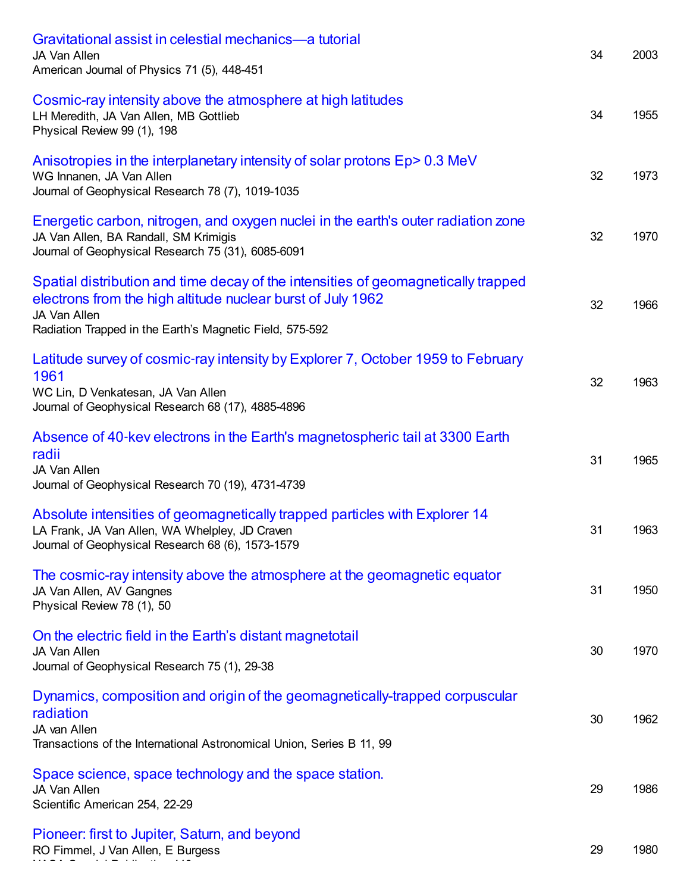| Title | Cited by | Year |
|---|---|---|
| Gravitational assist in celestial mechanics—a tutorial<br>JA Van Allen<br>American Journal of Physics 71 (5), 448-451 | 34 | 2003 |
| Cosmic-ray intensity above the atmosphere at high latitudes<br>LH Meredith, JA Van Allen, MB Gottlieb<br>Physical Review 99 (1), 198 | 34 | 1955 |
| Anisotropies in the interplanetary intensity of solar protons Ep> 0.3 MeV<br>WG Innanen, JA Van Allen<br>Journal of Geophysical Research 78 (7), 1019-1035 | 32 | 1973 |
| Energetic carbon, nitrogen, and oxygen nuclei in the earth's outer radiation zone<br>JA Van Allen, BA Randall, SM Krimigis<br>Journal of Geophysical Research 75 (31), 6085-6091 | 32 | 1970 |
| Spatial distribution and time decay of the intensities of geomagnetically trapped electrons from the high altitude nuclear burst of July 1962<br>JA Van Allen<br>Radiation Trapped in the Earth's Magnetic Field, 575-592 | 32 | 1966 |
| Latitude survey of cosmic-ray intensity by Explorer 7, October 1959 to February 1961<br>WC Lin, D Venkatesan, JA Van Allen<br>Journal of Geophysical Research 68 (17), 4885-4896 | 32 | 1963 |
| Absence of 40-kev electrons in the Earth's magnetospheric tail at 3300 Earth radii<br>JA Van Allen<br>Journal of Geophysical Research 70 (19), 4731-4739 | 31 | 1965 |
| Absolute intensities of geomagnetically trapped particles with Explorer 14<br>LA Frank, JA Van Allen, WA Whelpley, JD Craven<br>Journal of Geophysical Research 68 (6), 1573-1579 | 31 | 1963 |
| The cosmic-ray intensity above the atmosphere at the geomagnetic equator<br>JA Van Allen, AV Gangnes<br>Physical Review 78 (1), 50 | 31 | 1950 |
| On the electric field in the Earth's distant magnetotail<br>JA Van Allen<br>Journal of Geophysical Research 75 (1), 29-38 | 30 | 1970 |
| Dynamics, composition and origin of the geomagnetically-trapped corpuscular radiation<br>JA van Allen<br>Transactions of the International Astronomical Union, Series B 11, 99 | 30 | 1962 |
| Space science, space technology and the space station.<br>JA Van Allen<br>Scientific American 254, 22-29 | 29 | 1986 |
| Pioneer: first to Jupiter, Saturn, and beyond<br>RO Fimmel, J Van Allen, E Burgess | 29 | 1980 |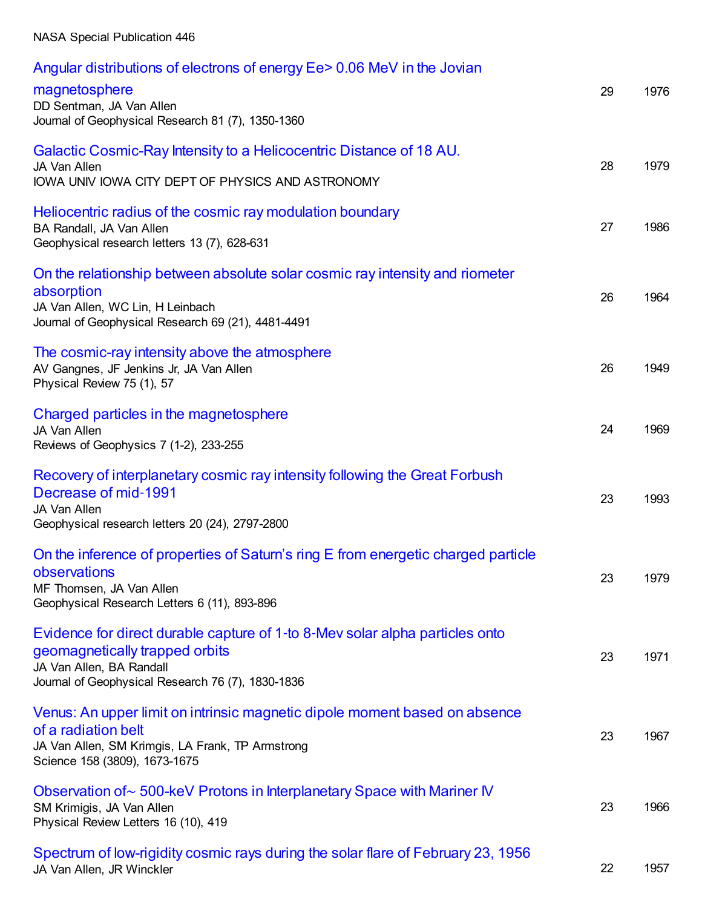NASA Special Publication 446

| Title / Authors / Source | Cited by | Year |
| --- | --- | --- |
| Angular distributions of electrons of energy Ee> 0.06 MeV in the Jovian magnetosphere<br>DD Sentman, JA Van Allen<br>Journal of Geophysical Research 81 (7), 1350-1360 | 29 | 1976 |
| Galactic Cosmic-Ray Intensity to a Helicocentric Distance of 18 AU.<br>JA Van Allen<br>IOWA UNIV IOWA CITY DEPT OF PHYSICS AND ASTRONOMY | 28 | 1979 |
| Heliocentric radius of the cosmic ray modulation boundary<br>BA Randall, JA Van Allen<br>Geophysical research letters 13 (7), 628-631 | 27 | 1986 |
| On the relationship between absolute solar cosmic ray intensity and riometer absorption<br>JA Van Allen, WC Lin, H Leinbach<br>Journal of Geophysical Research 69 (21), 4481-4491 | 26 | 1964 |
| The cosmic-ray intensity above the atmosphere<br>AV Gangnes, JF Jenkins Jr, JA Van Allen<br>Physical Review 75 (1), 57 | 26 | 1949 |
| Charged particles in the magnetosphere<br>JA Van Allen<br>Reviews of Geophysics 7 (1-2), 233-255 | 24 | 1969 |
| Recovery of interplanetary cosmic ray intensity following the Great Forbush Decrease of mid-1991<br>JA Van Allen<br>Geophysical research letters 20 (24), 2797-2800 | 23 | 1993 |
| On the inference of properties of Saturn's ring E from energetic charged particle observations<br>MF Thomsen, JA Van Allen<br>Geophysical Research Letters 6 (11), 893-896 | 23 | 1979 |
| Evidence for direct durable capture of 1-to 8-Mev solar alpha particles onto geomagnetically trapped orbits<br>JA Van Allen, BA Randall<br>Journal of Geophysical Research 76 (7), 1830-1836 | 23 | 1971 |
| Venus: An upper limit on intrinsic magnetic dipole moment based on absence of a radiation belt<br>JA Van Allen, SM Krimgis, LA Frank, TP Armstrong<br>Science 158 (3809), 1673-1675 | 23 | 1967 |
| Observation of~ 500-keV Protons in Interplanetary Space with Mariner IV<br>SM Krimigis, JA Van Allen<br>Physical Review Letters 16 (10), 419 | 23 | 1966 |
| Spectrum of low-rigidity cosmic rays during the solar flare of February 23, 1956<br>JA Van Allen, JR Winckler | 22 | 1957 |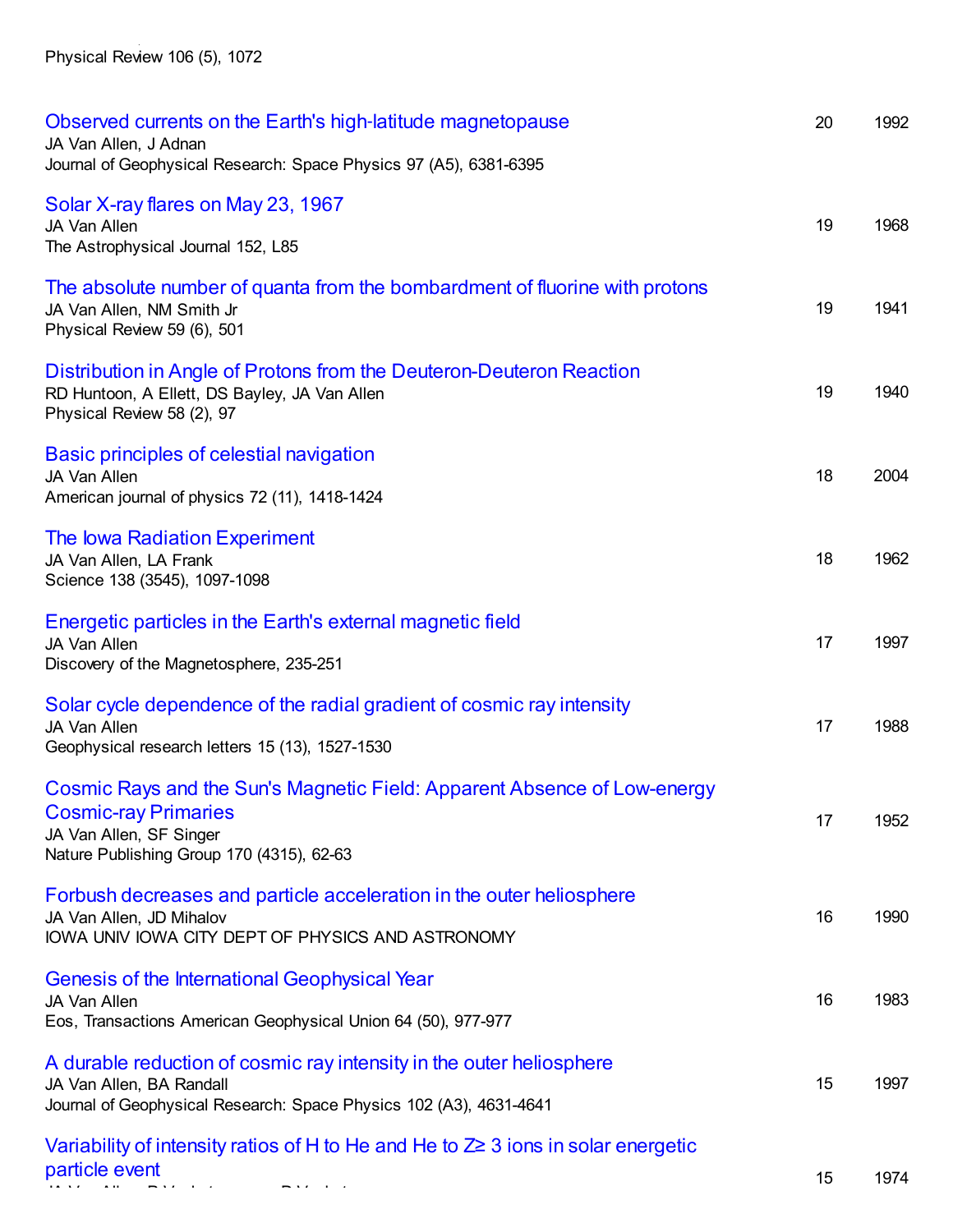Physical Review 106 (5), 1072

| Title | Cited by | Year |
|---|---|---|
| Observed currents on the Earth's high-latitude magnetopause<br>JA Van Allen, J Adnan<br>Journal of Geophysical Research: Space Physics 97 (A5), 6381-6395 | 20 | 1992 |
| Solar X-ray flares on May 23, 1967<br>JA Van Allen<br>The Astrophysical Journal 152, L85 | 19 | 1968 |
| The absolute number of quanta from the bombardment of fluorine with protons<br>JA Van Allen, NM Smith Jr<br>Physical Review 59 (6), 501 | 19 | 1941 |
| Distribution in Angle of Protons from the Deuteron-Deuteron Reaction<br>RD Huntoon, A Ellett, DS Bayley, JA Van Allen<br>Physical Review 58 (2), 97 | 19 | 1940 |
| Basic principles of celestial navigation<br>JA Van Allen<br>American journal of physics 72 (11), 1418-1424 | 18 | 2004 |
| The Iowa Radiation Experiment<br>JA Van Allen, LA Frank<br>Science 138 (3545), 1097-1098 | 18 | 1962 |
| Energetic particles in the Earth's external magnetic field<br>JA Van Allen<br>Discovery of the Magnetosphere, 235-251 | 17 | 1997 |
| Solar cycle dependence of the radial gradient of cosmic ray intensity<br>JA Van Allen<br>Geophysical research letters 15 (13), 1527-1530 | 17 | 1988 |
| Cosmic Rays and the Sun's Magnetic Field: Apparent Absence of Low-energy Cosmic-ray Primaries<br>JA Van Allen, SF Singer<br>Nature Publishing Group 170 (4315), 62-63 | 17 | 1952 |
| Forbush decreases and particle acceleration in the outer heliosphere<br>JA Van Allen, JD Mihalov<br>IOWA UNIV IOWA CITY DEPT OF PHYSICS AND ASTRONOMY | 16 | 1990 |
| Genesis of the International Geophysical Year<br>JA Van Allen<br>Eos, Transactions American Geophysical Union 64 (50), 977-977 | 16 | 1983 |
| A durable reduction of cosmic ray intensity in the outer heliosphere<br>JA Van Allen, BA Randall<br>Journal of Geophysical Research: Space Physics 102 (A3), 4631-4641 | 15 | 1997 |
| Variability of intensity ratios of H to He and He to Z≥ 3 ions in solar energetic particle event | 15 | 1974 |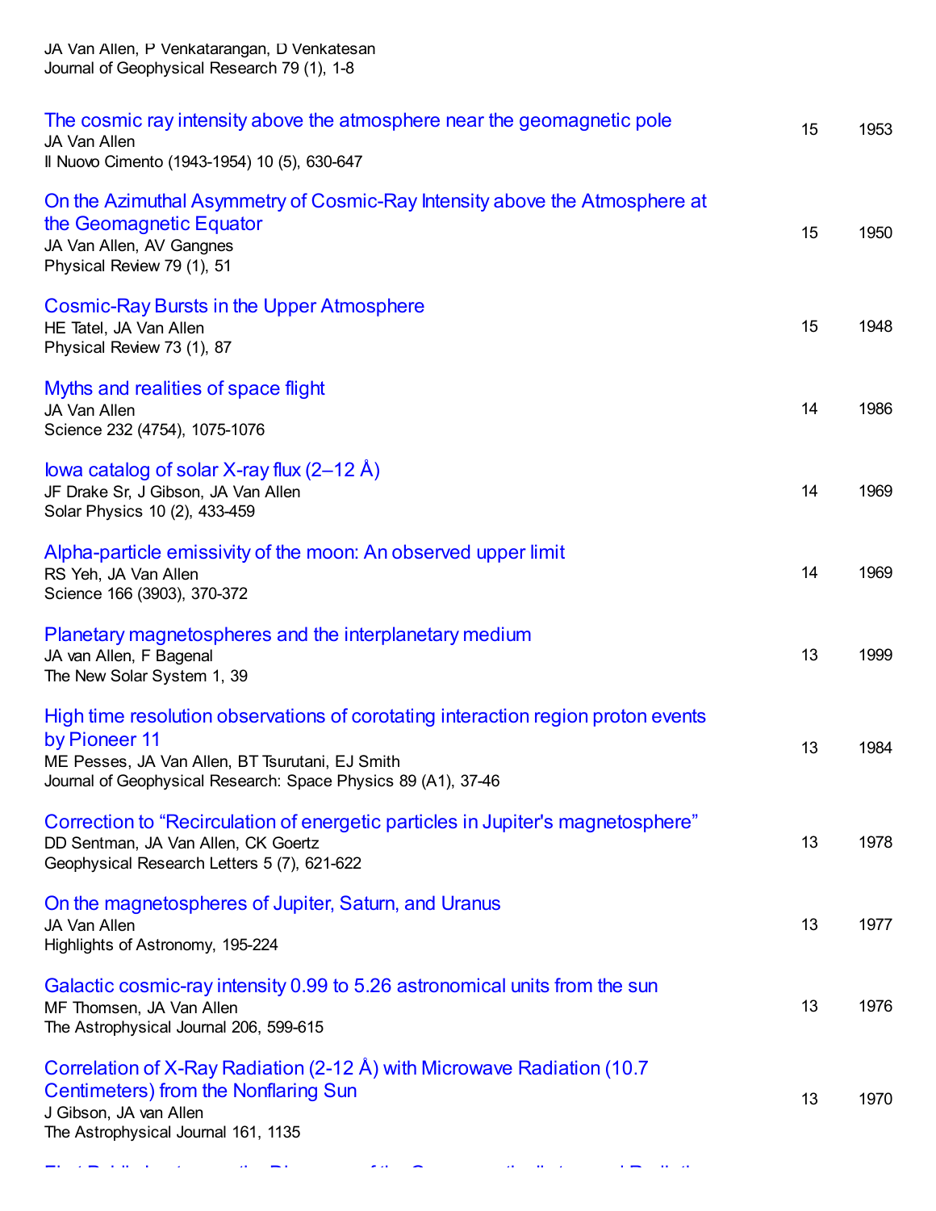JA Van Allen, P Venkatarangan, D Venkatesan
Journal of Geophysical Research 79 (1), 1-8

| Title | Cited by | Year |
| --- | --- | --- |
| The cosmic ray intensity above the atmosphere near the geomagnetic pole<br>JA Van Allen<br>Il Nuovo Cimento (1943-1954) 10 (5), 630-647 | 15 | 1953 |
| On the Azimuthal Asymmetry of Cosmic-Ray Intensity above the Atmosphere at the Geomagnetic Equator<br>JA Van Allen, AV Gangnes<br>Physical Review 79 (1), 51 | 15 | 1950 |
| Cosmic-Ray Bursts in the Upper Atmosphere<br>HE Tatel, JA Van Allen<br>Physical Review 73 (1), 87 | 15 | 1948 |
| Myths and realities of space flight<br>JA Van Allen<br>Science 232 (4754), 1075-1076 | 14 | 1986 |
| Iowa catalog of solar X-ray flux (2–12 Å)<br>JF Drake Sr, J Gibson, JA Van Allen<br>Solar Physics 10 (2), 433-459 | 14 | 1969 |
| Alpha-particle emissivity of the moon: An observed upper limit<br>RS Yeh, JA Van Allen<br>Science 166 (3903), 370-372 | 14 | 1969 |
| Planetary magnetospheres and the interplanetary medium<br>JA van Allen, F Bagenal<br>The New Solar System 1, 39 | 13 | 1999 |
| High time resolution observations of corotating interaction region proton events by Pioneer 11<br>ME Pesses, JA Van Allen, BT Tsurutani, EJ Smith<br>Journal of Geophysical Research: Space Physics 89 (A1), 37-46 | 13 | 1984 |
| Correction to "Recirculation of energetic particles in Jupiter's magnetosphere"<br>DD Sentman, JA Van Allen, CK Goertz<br>Geophysical Research Letters 5 (7), 621-622 | 13 | 1978 |
| On the magnetospheres of Jupiter, Saturn, and Uranus<br>JA Van Allen<br>Highlights of Astronomy, 195-224 | 13 | 1977 |
| Galactic cosmic-ray intensity 0.99 to 5.26 astronomical units from the sun<br>MF Thomsen, JA Van Allen<br>The Astrophysical Journal 206, 599-615 | 13 | 1976 |
| Correlation of X-Ray Radiation (2-12 Å) with Microwave Radiation (10.7 Centimeters) from the Nonflaring Sun<br>J Gibson, JA van Allen<br>The Astrophysical Journal 161, 1135 | 13 | 1970 |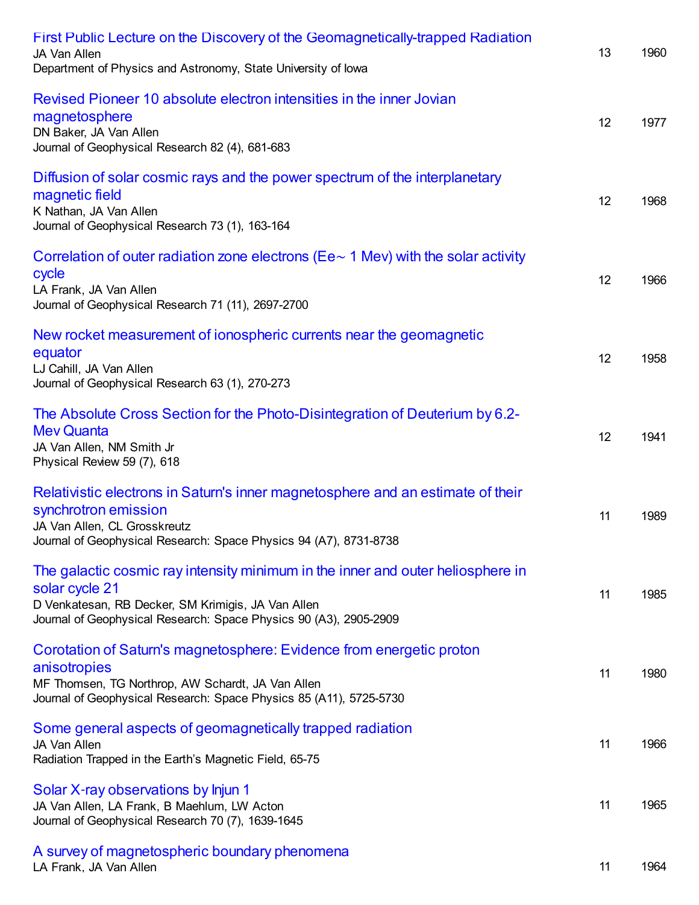| Title / Authors / Source | Cited by | Year |
| --- | --- | --- |
| First Public Lecture on the Discovery of the Geomagnetically-trapped Radiation<br>JA Van Allen<br>Department of Physics and Astronomy, State University of Iowa | 13 | 1960 |
| Revised Pioneer 10 absolute electron intensities in the inner Jovian magnetosphere<br>DN Baker, JA Van Allen<br>Journal of Geophysical Research 82 (4), 681-683 | 12 | 1977 |
| Diffusion of solar cosmic rays and the power spectrum of the interplanetary magnetic field<br>K Nathan, JA Van Allen<br>Journal of Geophysical Research 73 (1), 163-164 | 12 | 1968 |
| Correlation of outer radiation zone electrons (Ee~ 1 Mev) with the solar activity cycle<br>LA Frank, JA Van Allen<br>Journal of Geophysical Research 71 (11), 2697-2700 | 12 | 1966 |
| New rocket measurement of ionospheric currents near the geomagnetic equator<br>LJ Cahill, JA Van Allen<br>Journal of Geophysical Research 63 (1), 270-273 | 12 | 1958 |
| The Absolute Cross Section for the Photo-Disintegration of Deuterium by 6.2-Mev Quanta<br>JA Van Allen, NM Smith Jr<br>Physical Review 59 (7), 618 | 12 | 1941 |
| Relativistic electrons in Saturn's inner magnetosphere and an estimate of their synchrotron emission<br>JA Van Allen, CL Grosskreutz<br>Journal of Geophysical Research: Space Physics 94 (A7), 8731-8738 | 11 | 1989 |
| The galactic cosmic ray intensity minimum in the inner and outer heliosphere in solar cycle 21<br>D Venkatesan, RB Decker, SM Krimigis, JA Van Allen<br>Journal of Geophysical Research: Space Physics 90 (A3), 2905-2909 | 11 | 1985 |
| Corotation of Saturn's magnetosphere: Evidence from energetic proton anisotropies<br>MF Thomsen, TG Northrop, AW Schardt, JA Van Allen<br>Journal of Geophysical Research: Space Physics 85 (A11), 5725-5730 | 11 | 1980 |
| Some general aspects of geomagnetically trapped radiation<br>JA Van Allen<br>Radiation Trapped in the Earth's Magnetic Field, 65-75 | 11 | 1966 |
| Solar X-ray observations by Injun 1<br>JA Van Allen, LA Frank, B Maehlum, LW Acton<br>Journal of Geophysical Research 70 (7), 1639-1645 | 11 | 1965 |
| A survey of magnetospheric boundary phenomena<br>LA Frank, JA Van Allen | 11 | 1964 |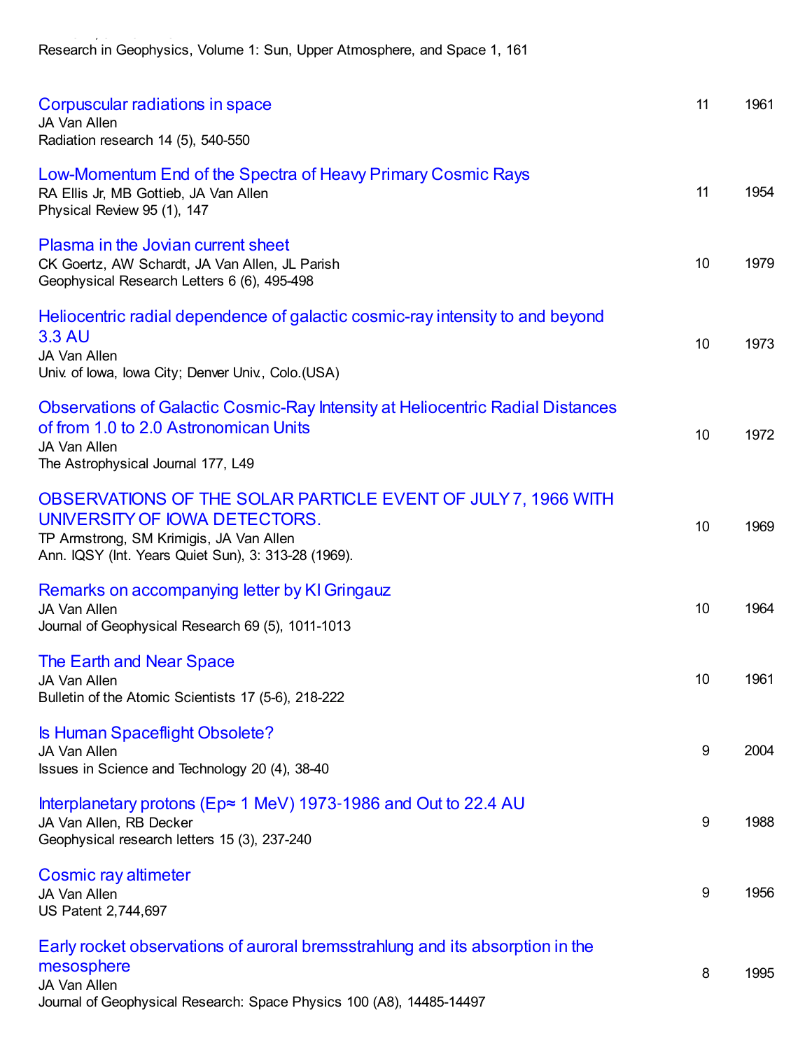Research in Geophysics, Volume 1: Sun, Upper Atmosphere, and Space 1, 161

| Title / Authors / Source | Cited by | Year |
|---|---|---|
| Corpuscular radiations in space<br>JA Van Allen<br>Radiation research 14 (5), 540-550 | 11 | 1961 |
| Low-Momentum End of the Spectra of Heavy Primary Cosmic Rays<br>RA Ellis Jr, MB Gottieb, JA Van Allen<br>Physical Review 95 (1), 147 | 11 | 1954 |
| Plasma in the Jovian current sheet<br>CK Goertz, AW Schardt, JA Van Allen, JL Parish<br>Geophysical Research Letters 6 (6), 495-498 | 10 | 1979 |
| Heliocentric radial dependence of galactic cosmic-ray intensity to and beyond 3.3 AU<br>JA Van Allen<br>Univ. of Iowa, Iowa City; Denver Univ., Colo.(USA) | 10 | 1973 |
| Observations of Galactic Cosmic-Ray Intensity at Heliocentric Radial Distances of from 1.0 to 2.0 Astronomican Units<br>JA Van Allen<br>The Astrophysical Journal 177, L49 | 10 | 1972 |
| OBSERVATIONS OF THE SOLAR PARTICLE EVENT OF JULY 7, 1966 WITH UNIVERSITY OF IOWA DETECTORS.<br>TP Armstrong, SM Krimigis, JA Van Allen<br>Ann. IQSY (Int. Years Quiet Sun), 3: 313-28 (1969). | 10 | 1969 |
| Remarks on accompanying letter by KI Gringauz<br>JA Van Allen<br>Journal of Geophysical Research 69 (5), 1011-1013 | 10 | 1964 |
| The Earth and Near Space<br>JA Van Allen<br>Bulletin of the Atomic Scientists 17 (5-6), 218-222 | 10 | 1961 |
| Is Human Spaceflight Obsolete?<br>JA Van Allen<br>Issues in Science and Technology 20 (4), 38-40 | 9 | 2004 |
| Interplanetary protons ($E_p \approx$ 1 MeV) 1973-1986 and Out to 22.4 AU<br>JA Van Allen, RB Decker<br>Geophysical research letters 15 (3), 237-240 | 9 | 1988 |
| Cosmic ray altimeter<br>JA Van Allen<br>US Patent 2,744,697 | 9 | 1956 |
| Early rocket observations of auroral bremsstrahlung and its absorption in the mesosphere<br>JA Van Allen<br>Journal of Geophysical Research: Space Physics 100 (A8), 14485-14497 | 8 | 1995 |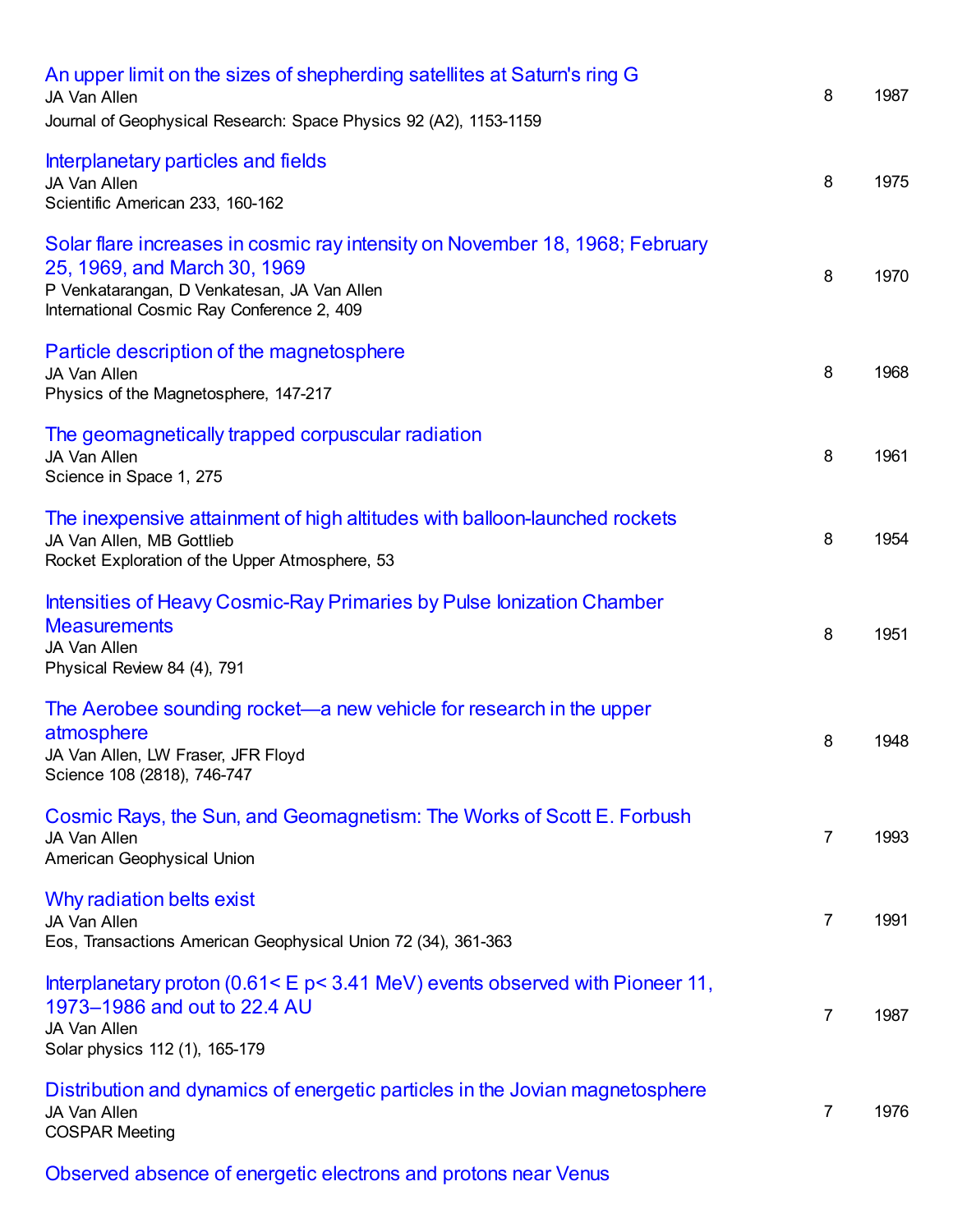| Title / Authors / Source | Cited by | Year |
|---|---|---|
| An upper limit on the sizes of shepherding satellites at Saturn's ring G<br>JA Van Allen<br>Journal of Geophysical Research: Space Physics 92 (A2), 1153-1159 | 8 | 1987 |
| Interplanetary particles and fields<br>JA Van Allen<br>Scientific American 233, 160-162 | 8 | 1975 |
| Solar flare increases in cosmic ray intensity on November 18, 1968; February 25, 1969, and March 30, 1969<br>P Venkatarangan, D Venkatesan, JA Van Allen<br>International Cosmic Ray Conference 2, 409 | 8 | 1970 |
| Particle description of the magnetosphere<br>JA Van Allen<br>Physics of the Magnetosphere, 147-217 | 8 | 1968 |
| The geomagnetically trapped corpuscular radiation<br>JA Van Allen<br>Science in Space 1, 275 | 8 | 1961 |
| The inexpensive attainment of high altitudes with balloon-launched rockets<br>JA Van Allen, MB Gottlieb<br>Rocket Exploration of the Upper Atmosphere, 53 | 8 | 1954 |
| Intensities of Heavy Cosmic-Ray Primaries by Pulse Ionization Chamber Measurements<br>JA Van Allen<br>Physical Review 84 (4), 791 | 8 | 1951 |
| The Aerobee sounding rocket—a new vehicle for research in the upper atmosphere<br>JA Van Allen, LW Fraser, JFR Floyd<br>Science 108 (2818), 746-747 | 8 | 1948 |
| Cosmic Rays, the Sun, and Geomagnetism: The Works of Scott E. Forbush<br>JA Van Allen<br>American Geophysical Union | 7 | 1993 |
| Why radiation belts exist<br>JA Van Allen<br>Eos, Transactions American Geophysical Union 72 (34), 361-363 | 7 | 1991 |
| Interplanetary proton (0.61< E p< 3.41 MeV) events observed with Pioneer 11, 1973–1986 and out to 22.4 AU<br>JA Van Allen<br>Solar physics 112 (1), 165-179 | 7 | 1987 |
| Distribution and dynamics of energetic particles in the Jovian magnetosphere<br>JA Van Allen<br>COSPAR Meeting | 7 | 1976 |
| Observed absence of energetic electrons and protons near Venus | | |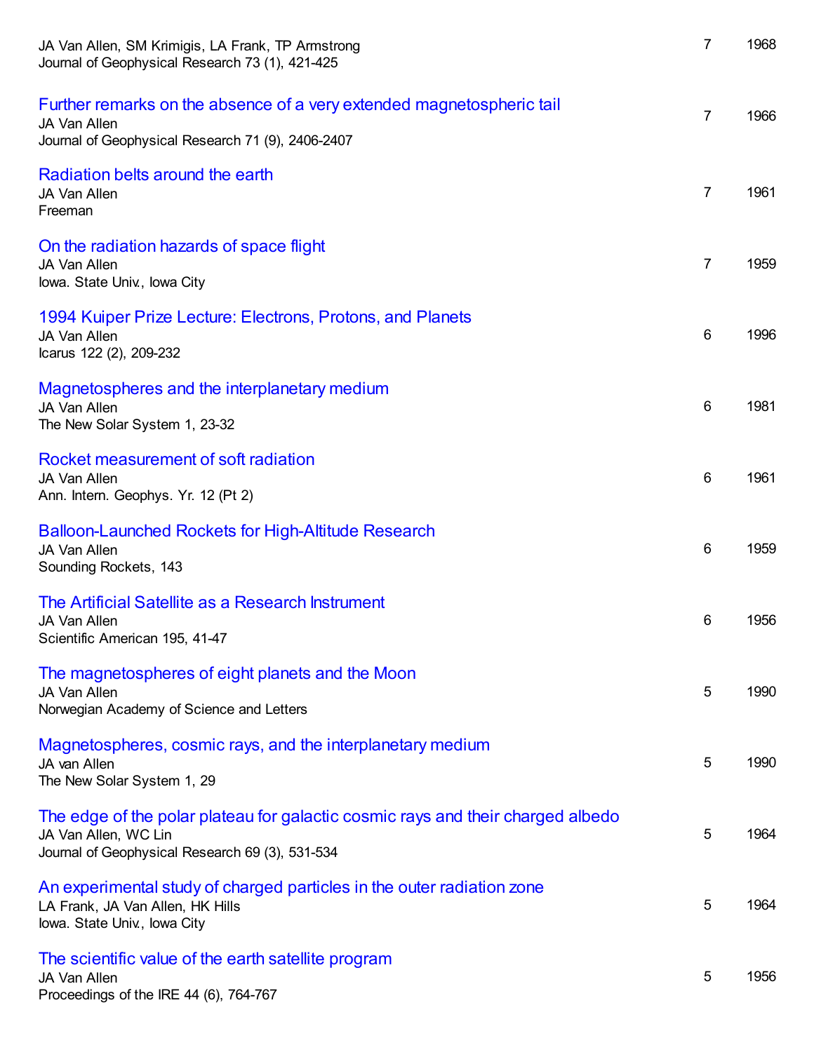| Title / Authors / Source | Cited by | Year |
|---|---|---|
| JA Van Allen, SM Krimigis, LA Frank, TP Armstrong<br>Journal of Geophysical Research 73 (1), 421-425 | 7 | 1968 |
| Further remarks on the absence of a very extended magnetospheric tail<br>JA Van Allen<br>Journal of Geophysical Research 71 (9), 2406-2407 | 7 | 1966 |
| Radiation belts around the earth<br>JA Van Allen<br>Freeman | 7 | 1961 |
| On the radiation hazards of space flight<br>JA Van Allen<br>Iowa. State Univ., Iowa City | 7 | 1959 |
| 1994 Kuiper Prize Lecture: Electrons, Protons, and Planets<br>JA Van Allen<br>Icarus 122 (2), 209-232 | 6 | 1996 |
| Magnetospheres and the interplanetary medium<br>JA Van Allen<br>The New Solar System 1, 23-32 | 6 | 1981 |
| Rocket measurement of soft radiation<br>JA Van Allen<br>Ann. Intern. Geophys. Yr. 12 (Pt 2) | 6 | 1961 |
| Balloon-Launched Rockets for High-Altitude Research<br>JA Van Allen<br>Sounding Rockets, 143 | 6 | 1959 |
| The Artificial Satellite as a Research Instrument<br>JA Van Allen<br>Scientific American 195, 41-47 | 6 | 1956 |
| The magnetospheres of eight planets and the Moon<br>JA Van Allen<br>Norwegian Academy of Science and Letters | 5 | 1990 |
| Magnetospheres, cosmic rays, and the interplanetary medium<br>JA van Allen<br>The New Solar System 1, 29 | 5 | 1990 |
| The edge of the polar plateau for galactic cosmic rays and their charged albedo<br>JA Van Allen, WC Lin<br>Journal of Geophysical Research 69 (3), 531-534 | 5 | 1964 |
| An experimental study of charged particles in the outer radiation zone<br>LA Frank, JA Van Allen, HK Hills<br>Iowa. State Univ., Iowa City | 5 | 1964 |
| The scientific value of the earth satellite program<br>JA Van Allen<br>Proceedings of the IRE 44 (6), 764-767 | 5 | 1956 |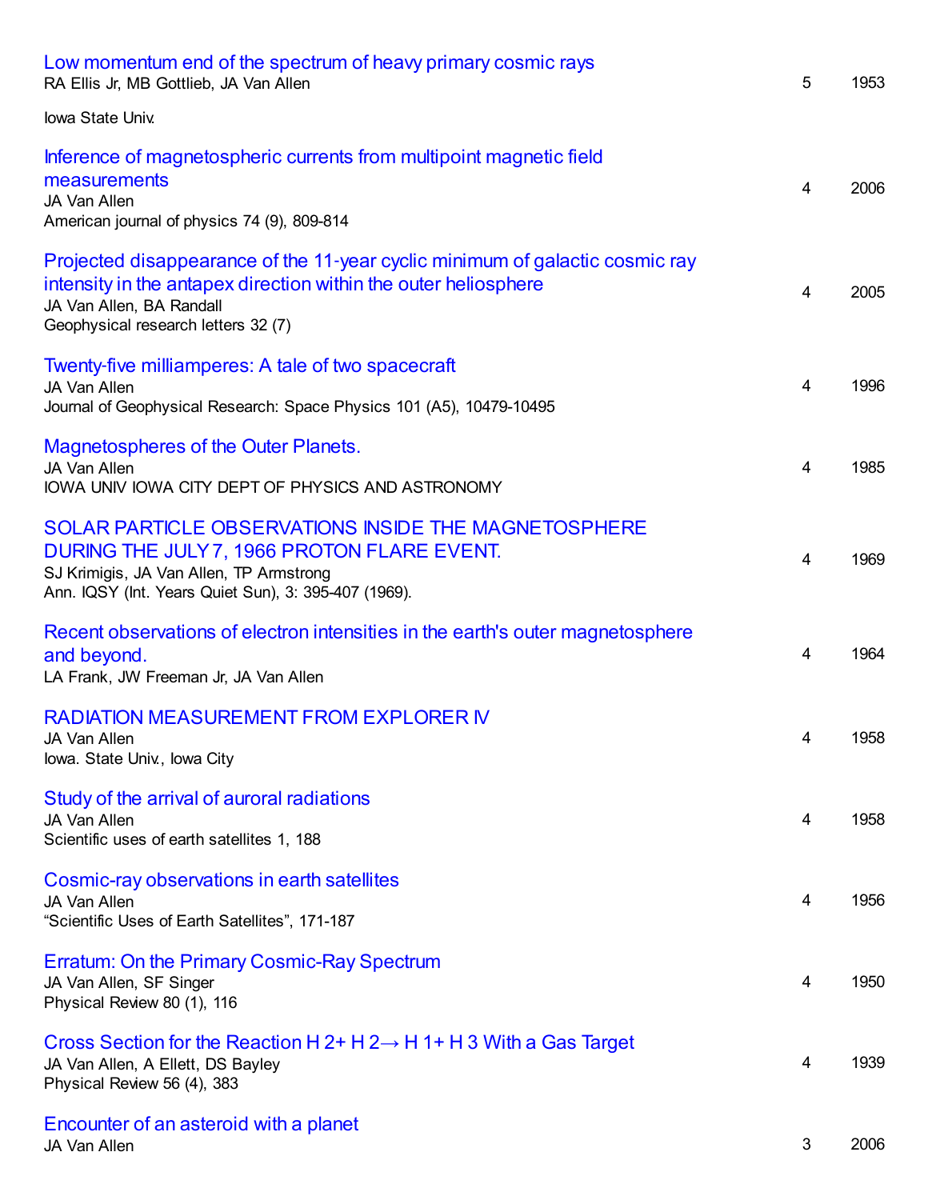| Title | Cited by | Year |
| --- | --- | --- |
| Low momentum end of the spectrum of heavy primary cosmic rays<br>RA Ellis Jr, MB Gottlieb, JA Van Allen<br>Iowa State Univ. | 5 | 1953 |
| Inference of magnetospheric currents from multipoint magnetic field measurements<br>JA Van Allen<br>American journal of physics 74 (9), 809-814 | 4 | 2006 |
| Projected disappearance of the 11-year cyclic minimum of galactic cosmic ray intensity in the antapex direction within the outer heliosphere<br>JA Van Allen, BA Randall<br>Geophysical research letters 32 (7) | 4 | 2005 |
| Twenty-five milliamperes: A tale of two spacecraft<br>JA Van Allen<br>Journal of Geophysical Research: Space Physics 101 (A5), 10479-10495 | 4 | 1996 |
| Magnetospheres of the Outer Planets.<br>JA Van Allen<br>IOWA UNIV IOWA CITY DEPT OF PHYSICS AND ASTRONOMY | 4 | 1985 |
| SOLAR PARTICLE OBSERVATIONS INSIDE THE MAGNETOSPHERE DURING THE JULY 7, 1966 PROTON FLARE EVENT.<br>SJ Krimigis, JA Van Allen, TP Armstrong<br>Ann. IQSY (Int. Years Quiet Sun), 3: 395-407 (1969). | 4 | 1969 |
| Recent observations of electron intensities in the earth's outer magnetosphere and beyond.<br>LA Frank, JW Freeman Jr, JA Van Allen | 4 | 1964 |
| RADIATION MEASUREMENT FROM EXPLORER IV<br>JA Van Allen<br>Iowa. State Univ., Iowa City | 4 | 1958 |
| Study of the arrival of auroral radiations<br>JA Van Allen<br>Scientific uses of earth satellites 1, 188 | 4 | 1958 |
| Cosmic-ray observations in earth satellites<br>JA Van Allen<br>"Scientific Uses of Earth Satellites", 171-187 | 4 | 1956 |
| Erratum: On the Primary Cosmic-Ray Spectrum<br>JA Van Allen, SF Singer<br>Physical Review 80 (1), 116 | 4 | 1950 |
| Cross Section for the Reaction $H^2 + H^2 \rightarrow H^1 + H^3$ With a Gas Target<br>JA Van Allen, A Ellett, DS Bayley<br>Physical Review 56 (4), 383 | 4 | 1939 |
| Encounter of an asteroid with a planet<br>JA Van Allen | 3 | 2006 |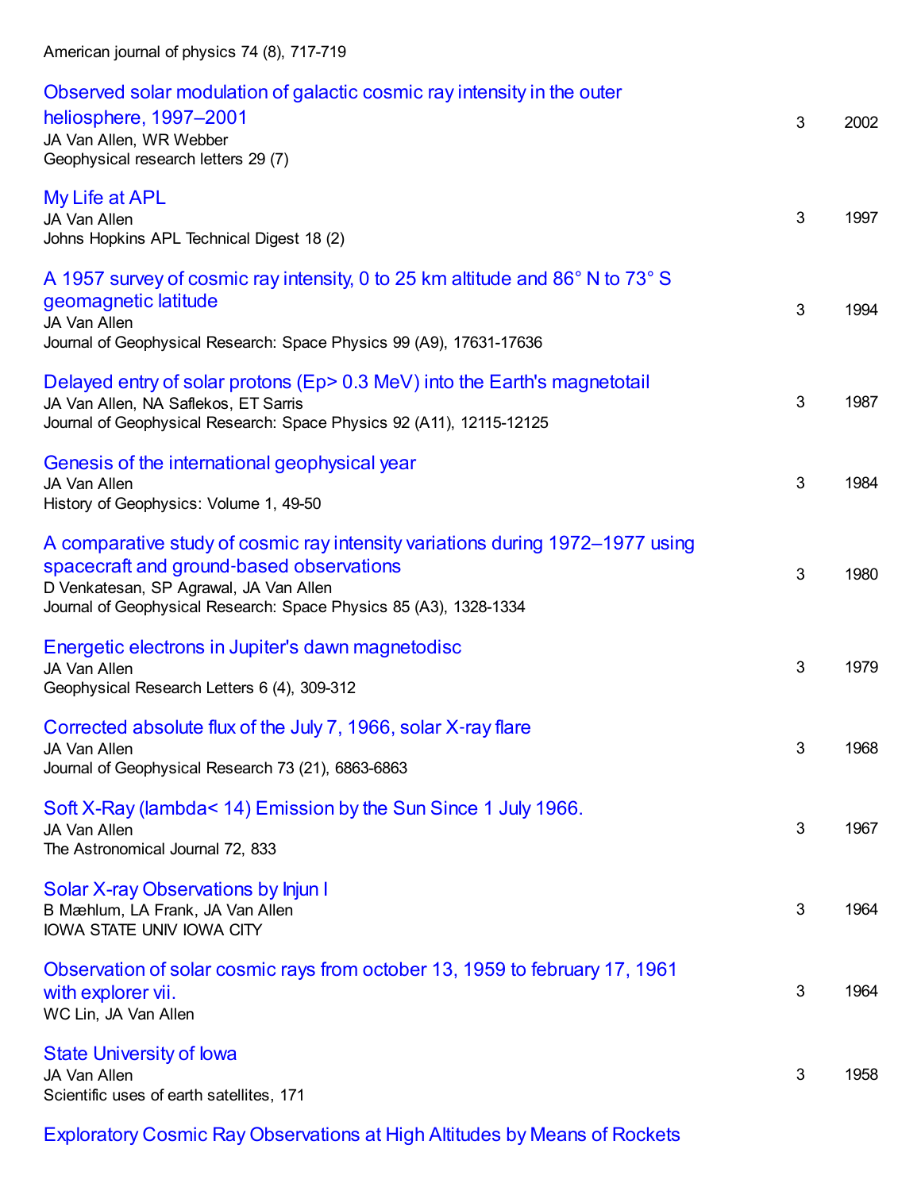American journal of physics 74 (8), 717-719

| Title | Cited by | Year |
|---|---|---|
| Observed solar modulation of galactic cosmic ray intensity in the outer heliosphere, 1997–2001<br>JA Van Allen, WR Webber<br>Geophysical research letters 29 (7) | 3 | 2002 |
| My Life at APL<br>JA Van Allen<br>Johns Hopkins APL Technical Digest 18 (2) | 3 | 1997 |
| A 1957 survey of cosmic ray intensity, 0 to 25 km altitude and 86° N to 73° S geomagnetic latitude<br>JA Van Allen<br>Journal of Geophysical Research: Space Physics 99 (A9), 17631-17636 | 3 | 1994 |
| Delayed entry of solar protons (Ep> 0.3 MeV) into the Earth's magnetotail<br>JA Van Allen, NA Saflekos, ET Sarris<br>Journal of Geophysical Research: Space Physics 92 (A11), 12115-12125 | 3 | 1987 |
| Genesis of the international geophysical year<br>JA Van Allen<br>History of Geophysics: Volume 1, 49-50 | 3 | 1984 |
| A comparative study of cosmic ray intensity variations during 1972–1977 using spacecraft and ground-based observations<br>D Venkatesan, SP Agrawal, JA Van Allen<br>Journal of Geophysical Research: Space Physics 85 (A3), 1328-1334 | 3 | 1980 |
| Energetic electrons in Jupiter's dawn magnetodisc<br>JA Van Allen<br>Geophysical Research Letters 6 (4), 309-312 | 3 | 1979 |
| Corrected absolute flux of the July 7, 1966, solar X-ray flare<br>JA Van Allen<br>Journal of Geophysical Research 73 (21), 6863-6863 | 3 | 1968 |
| Soft X-Ray (lambda< 14) Emission by the Sun Since 1 July 1966.<br>JA Van Allen<br>The Astronomical Journal 72, 833 | 3 | 1967 |
| Solar X-ray Observations by Injun I<br>B Mæhlum, LA Frank, JA Van Allen<br>IOWA STATE UNIV IOWA CITY | 3 | 1964 |
| Observation of solar cosmic rays from october 13, 1959 to february 17, 1961 with explorer vii.<br>WC Lin, JA Van Allen | 3 | 1964 |
| State University of Iowa<br>JA Van Allen<br>Scientific uses of earth satellites, 171 | 3 | 1958 |

Exploratory Cosmic Ray Observations at High Altitudes by Means of Rockets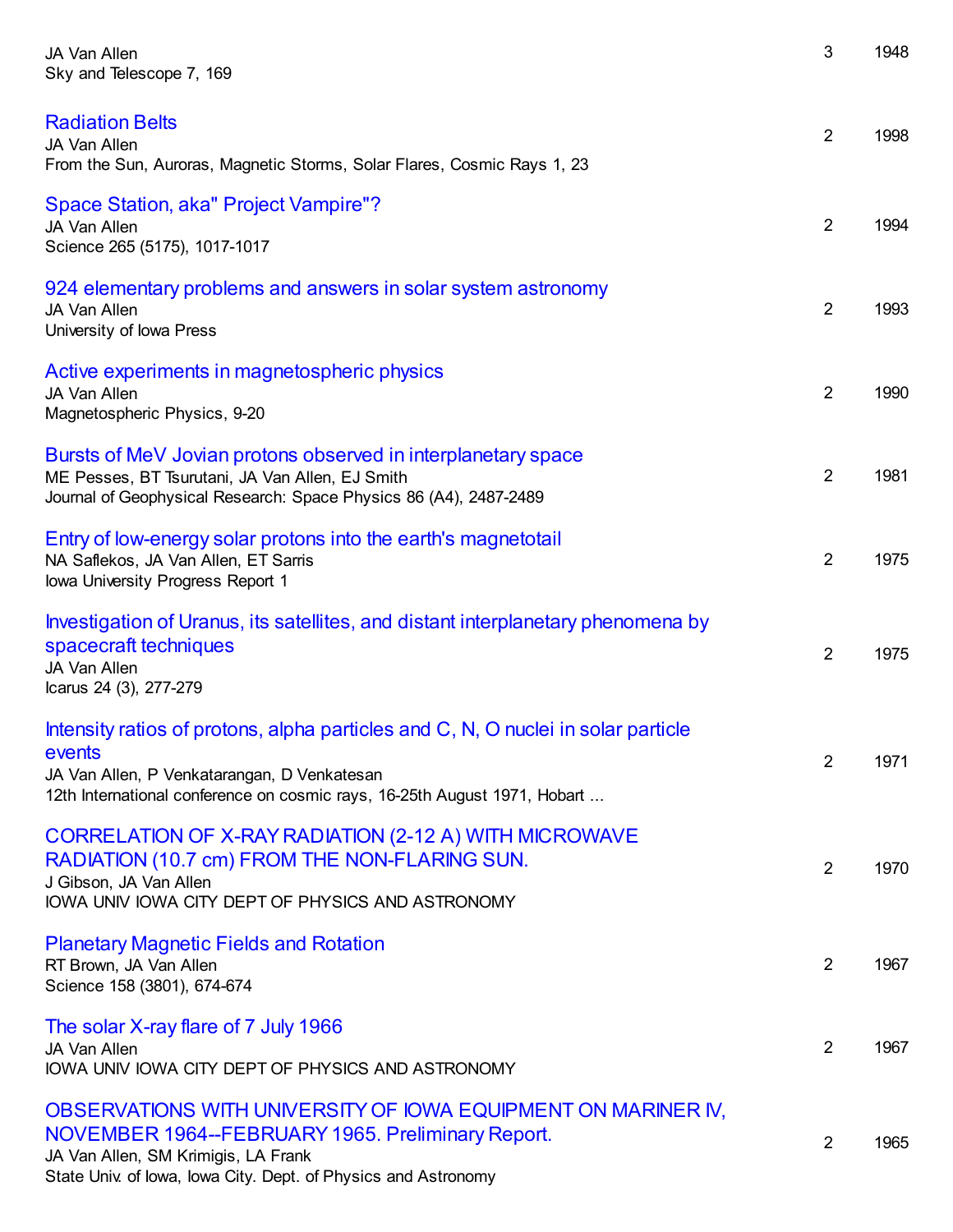JA Van Allen
Sky and Telescope 7, 169 | 3 | 1948

| Title / Authors / Source | Cited by | Year |
|---|---|---|
| Radiation Belts<br>JA Van Allen<br>From the Sun, Auroras, Magnetic Storms, Solar Flares, Cosmic Rays 1, 23 | 2 | 1998 |
| Space Station, aka" Project Vampire"?<br>JA Van Allen<br>Science 265 (5175), 1017-1017 | 2 | 1994 |
| 924 elementary problems and answers in solar system astronomy<br>JA Van Allen<br>University of Iowa Press | 2 | 1993 |
| Active experiments in magnetospheric physics<br>JA Van Allen<br>Magnetospheric Physics, 9-20 | 2 | 1990 |
| Bursts of MeV Jovian protons observed in interplanetary space<br>ME Pesses, BT Tsurutani, JA Van Allen, EJ Smith<br>Journal of Geophysical Research: Space Physics 86 (A4), 2487-2489 | 2 | 1981 |
| Entry of low-energy solar protons into the earth's magnetotail<br>NA Saflekos, JA Van Allen, ET Sarris<br>Iowa University Progress Report 1 | 2 | 1975 |
| Investigation of Uranus, its satellites, and distant interplanetary phenomena by spacecraft techniques<br>JA Van Allen<br>Icarus 24 (3), 277-279 | 2 | 1975 |
| Intensity ratios of protons, alpha particles and C, N, O nuclei in solar particle events<br>JA Van Allen, P Venkatarangan, D Venkatesan<br>12th International conference on cosmic rays, 16-25th August 1971, Hobart ... | 2 | 1971 |
| CORRELATION OF X-RAY RADIATION (2-12 A) WITH MICROWAVE RADIATION (10.7 cm) FROM THE NON-FLARING SUN.<br>J Gibson, JA Van Allen<br>IOWA UNIV IOWA CITY DEPT OF PHYSICS AND ASTRONOMY | 2 | 1970 |
| Planetary Magnetic Fields and Rotation<br>RT Brown, JA Van Allen<br>Science 158 (3801), 674-674 | 2 | 1967 |
| The solar X-ray flare of 7 July 1966<br>JA Van Allen<br>IOWA UNIV IOWA CITY DEPT OF PHYSICS AND ASTRONOMY | 2 | 1967 |
| OBSERVATIONS WITH UNIVERSITY OF IOWA EQUIPMENT ON MARINER IV, NOVEMBER 1964--FEBRUARY 1965. Preliminary Report.<br>JA Van Allen, SM Krimigis, LA Frank<br>State Univ. of Iowa, Iowa City. Dept. of Physics and Astronomy | 2 | 1965 |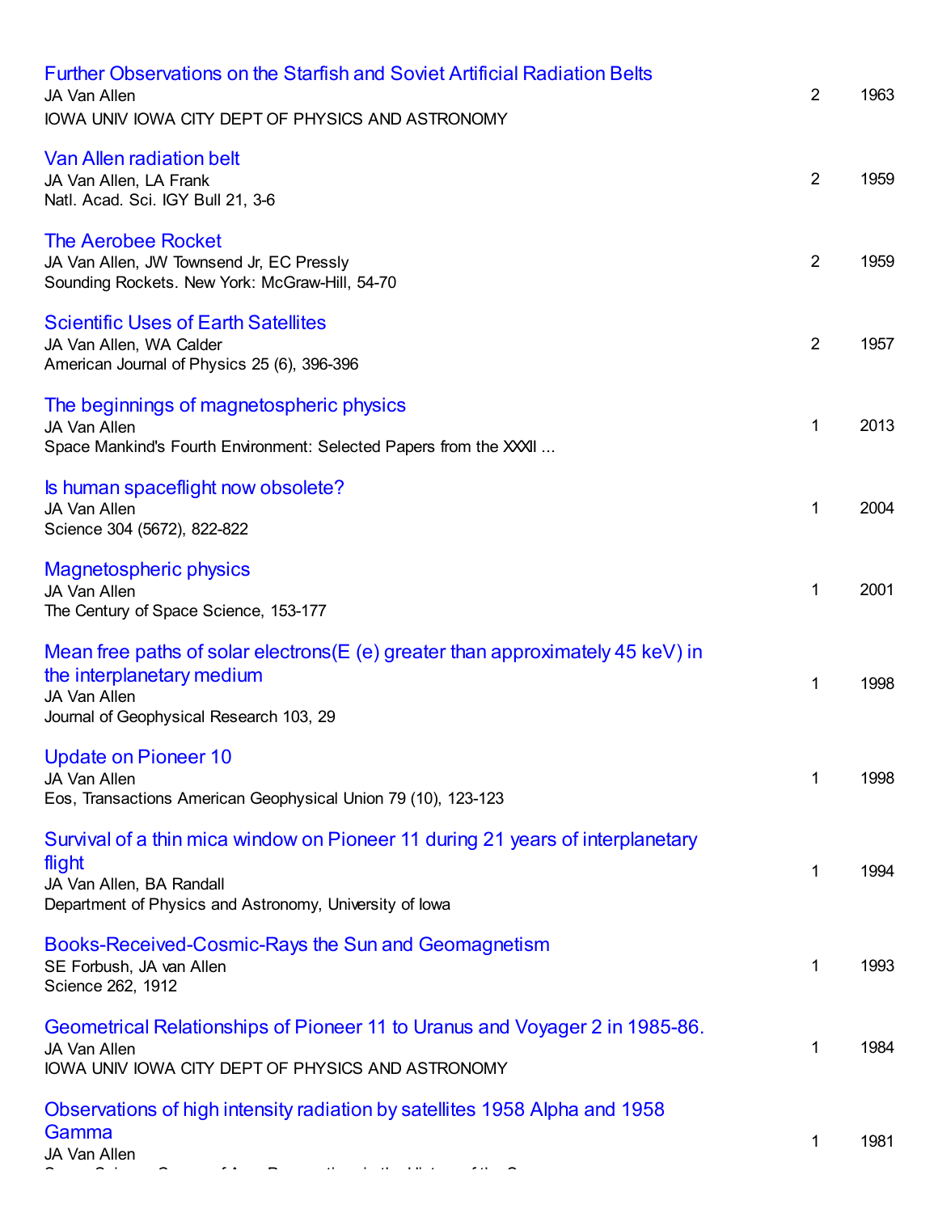| Title / Authors / Source | Cited by | Year |
|---|---|---|
| Further Observations on the Starfish and Soviet Artificial Radiation Belts<br>JA Van Allen<br>IOWA UNIV IOWA CITY DEPT OF PHYSICS AND ASTRONOMY | 2 | 1963 |
| Van Allen radiation belt<br>JA Van Allen, LA Frank<br>Natl. Acad. Sci. IGY Bull 21, 3-6 | 2 | 1959 |
| The Aerobee Rocket<br>JA Van Allen, JW Townsend Jr, EC Pressly<br>Sounding Rockets. New York: McGraw-Hill, 54-70 | 2 | 1959 |
| Scientific Uses of Earth Satellites<br>JA Van Allen, WA Calder<br>American Journal of Physics 25 (6), 396-396 | 2 | 1957 |
| The beginnings of magnetospheric physics<br>JA Van Allen<br>Space Mankind's Fourth Environment: Selected Papers from the XXXII ... | 1 | 2013 |
| Is human spaceflight now obsolete?<br>JA Van Allen<br>Science 304 (5672), 822-822 | 1 | 2004 |
| Magnetospheric physics<br>JA Van Allen<br>The Century of Space Science, 153-177 | 1 | 2001 |
| Mean free paths of solar electrons(E (e) greater than approximately 45 keV) in the interplanetary medium<br>JA Van Allen<br>Journal of Geophysical Research 103, 29 | 1 | 1998 |
| Update on Pioneer 10<br>JA Van Allen<br>Eos, Transactions American Geophysical Union 79 (10), 123-123 | 1 | 1998 |
| Survival of a thin mica window on Pioneer 11 during 21 years of interplanetary flight<br>JA Van Allen, BA Randall<br>Department of Physics and Astronomy, University of Iowa | 1 | 1994 |
| Books-Received-Cosmic-Rays the Sun and Geomagnetism<br>SE Forbush, JA van Allen<br>Science 262, 1912 | 1 | 1993 |
| Geometrical Relationships of Pioneer 11 to Uranus and Voyager 2 in 1985-86.<br>JA Van Allen<br>IOWA UNIV IOWA CITY DEPT OF PHYSICS AND ASTRONOMY | 1 | 1984 |
| Observations of high intensity radiation by satellites 1958 Alpha and 1958 Gamma<br>JA Van Allen | 1 | 1981 |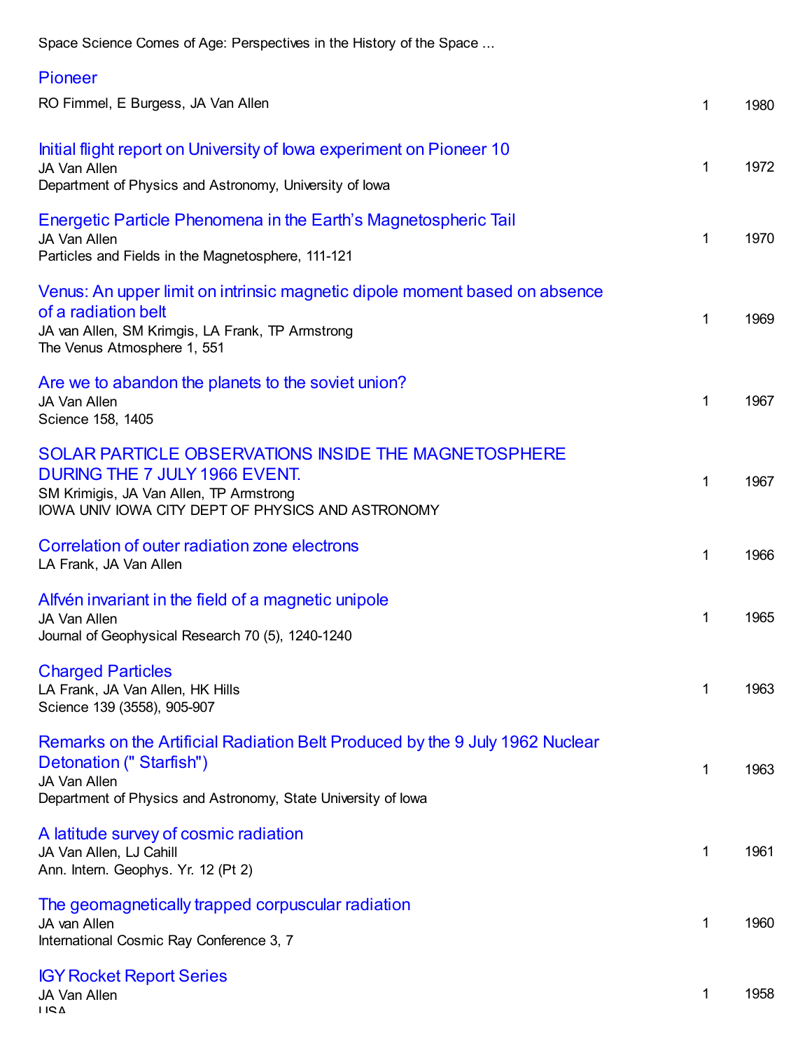Space Science Comes of Age: Perspectives in the History of the Space ...

| Title / Authors / Source | Cited by | Year |
|---|---|---|
| Pioneer<br>RO Fimmel, E Burgess, JA Van Allen | 1 | 1980 |
| Initial flight report on University of Iowa experiment on Pioneer 10<br>JA Van Allen<br>Department of Physics and Astronomy, University of Iowa | 1 | 1972 |
| Energetic Particle Phenomena in the Earth's Magnetospheric Tail<br>JA Van Allen<br>Particles and Fields in the Magnetosphere, 111-121 | 1 | 1970 |
| Venus: An upper limit on intrinsic magnetic dipole moment based on absence of a radiation belt<br>JA van Allen, SM Krimgis, LA Frank, TP Armstrong<br>The Venus Atmosphere 1, 551 | 1 | 1969 |
| Are we to abandon the planets to the soviet union?<br>JA Van Allen<br>Science 158, 1405 | 1 | 1967 |
| SOLAR PARTICLE OBSERVATIONS INSIDE THE MAGNETOSPHERE DURING THE 7 JULY 1966 EVENT.<br>SM Krimigis, JA Van Allen, TP Armstrong<br>IOWA UNIV IOWA CITY DEPT OF PHYSICS AND ASTRONOMY | 1 | 1967 |
| Correlation of outer radiation zone electrons<br>LA Frank, JA Van Allen | 1 | 1966 |
| Alfvén invariant in the field of a magnetic unipole<br>JA Van Allen<br>Journal of Geophysical Research 70 (5), 1240-1240 | 1 | 1965 |
| Charged Particles<br>LA Frank, JA Van Allen, HK Hills<br>Science 139 (3558), 905-907 | 1 | 1963 |
| Remarks on the Artificial Radiation Belt Produced by the 9 July 1962 Nuclear Detonation (" Starfish")<br>JA Van Allen<br>Department of Physics and Astronomy, State University of Iowa | 1 | 1963 |
| A latitude survey of cosmic radiation<br>JA Van Allen, LJ Cahill<br>Ann. Intern. Geophys. Yr. 12 (Pt 2) | 1 | 1961 |
| The geomagnetically trapped corpuscular radiation<br>JA van Allen<br>International Cosmic Ray Conference 3, 7 | 1 | 1960 |
| IGY Rocket Report Series<br>JA Van Allen<br>USA | 1 | 1958 |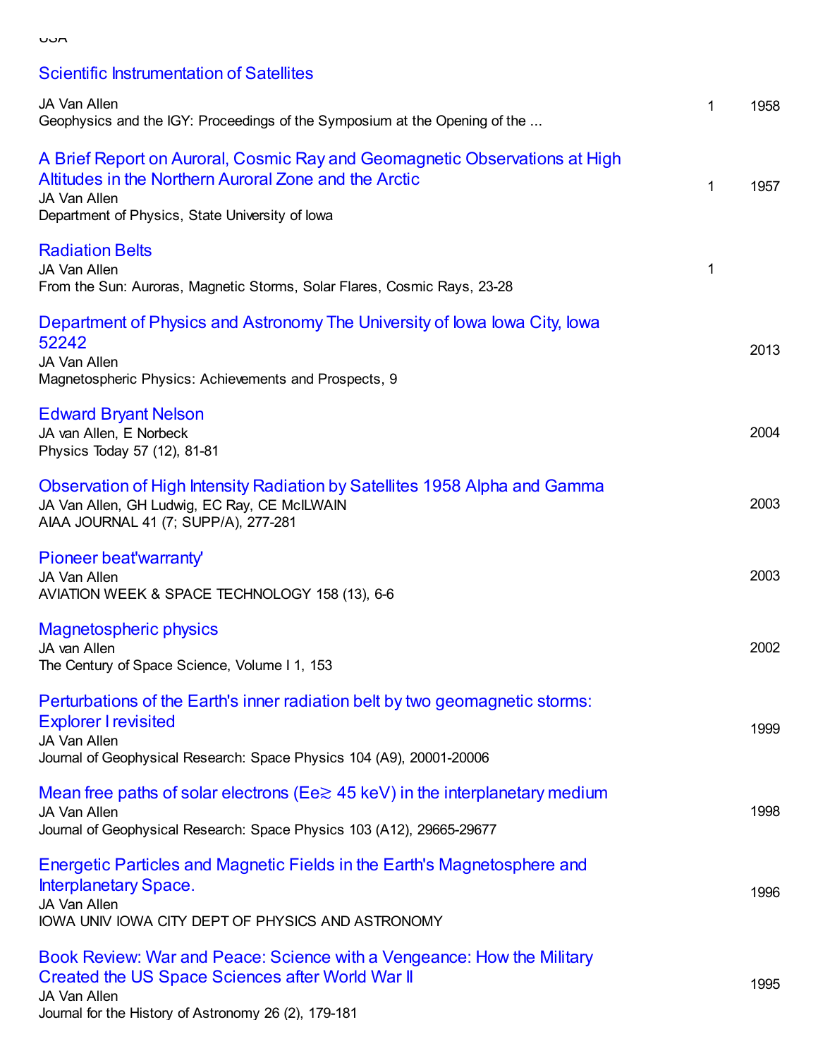USA

[Scientific Instrumentation of Satellites](#)
JA Van Allen
Geophysics and the IGY: Proceedings of the Symposium at the Opening of the ... | 1 | 1958

[A Brief Report on Auroral, Cosmic Ray and Geomagnetic Observations at High Altitudes in the Northern Auroral Zone and the Arctic](#)
JA Van Allen
Department of Physics, State University of Iowa | 1 | 1957

[Radiation Belts](#)
JA Van Allen
From the Sun: Auroras, Magnetic Storms, Solar Flares, Cosmic Rays, 23-28 | 1 |

[Department of Physics and Astronomy The University of Iowa Iowa City, Iowa 52242](#)
JA Van Allen
Magnetospheric Physics: Achievements and Prospects, 9 | | 2013

[Edward Bryant Nelson](#)
JA van Allen, E Norbeck
Physics Today 57 (12), 81-81 | | 2004

[Observation of High Intensity Radiation by Satellites 1958 Alpha and Gamma](#)
JA Van Allen, GH Ludwig, EC Ray, CE McILWAIN
AIAA JOURNAL 41 (7; SUPP/A), 277-281 | | 2003

[Pioneer beat'warranty'](#)
JA Van Allen
AVIATION WEEK & SPACE TECHNOLOGY 158 (13), 6-6 | | 2003

[Magnetospheric physics](#)
JA van Allen
The Century of Space Science, Volume I 1, 153 | | 2002

[Perturbations of the Earth's inner radiation belt by two geomagnetic storms: Explorer I revisited](#)
JA Van Allen
Journal of Geophysical Research: Space Physics 104 (A9), 20001-20006 | | 1999

[Mean free paths of solar electrons (Ee≳ 45 keV) in the interplanetary medium](#)
JA Van Allen
Journal of Geophysical Research: Space Physics 103 (A12), 29665-29677 | | 1998

[Energetic Particles and Magnetic Fields in the Earth's Magnetosphere and Interplanetary Space.](#)
JA Van Allen
IOWA UNIV IOWA CITY DEPT OF PHYSICS AND ASTRONOMY | | 1996

[Book Review: War and Peace: Science with a Vengeance: How the Military Created the US Space Sciences after World War II](#)
JA Van Allen
Journal for the History of Astronomy 26 (2), 179-181 | | 1995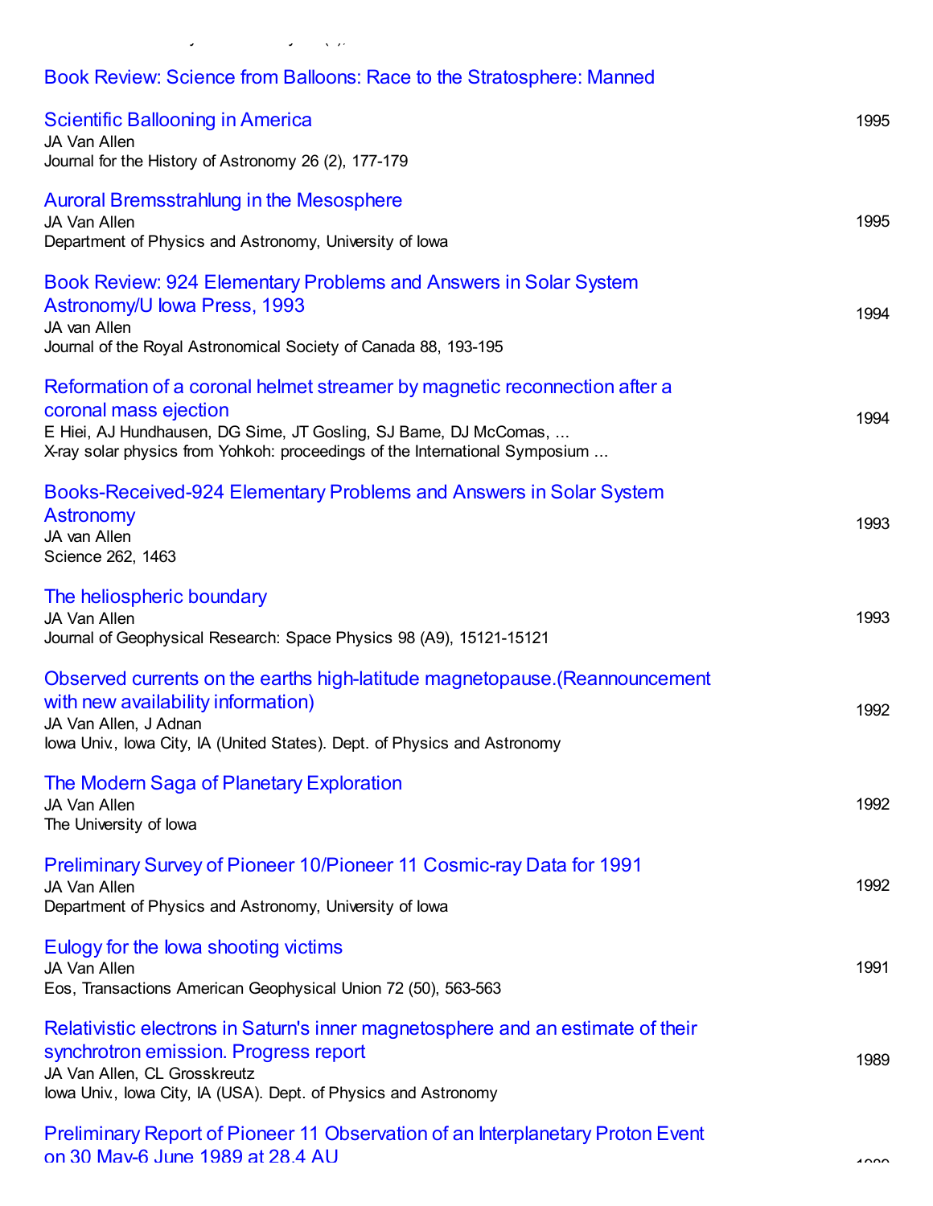Book Review: Science from Balloons: Race to the Stratosphere: Manned Scientific Ballooning in America
JA Van Allen
Journal for the History of Astronomy 26 (2), 177-179
1995

Auroral Bremsstrahlung in the Mesosphere
JA Van Allen
Department of Physics and Astronomy, University of Iowa
1995

Book Review: 924 Elementary Problems and Answers in Solar System Astronomy/U Iowa Press, 1993
JA van Allen
Journal of the Royal Astronomical Society of Canada 88, 193-195
1994

Reformation of a coronal helmet streamer by magnetic reconnection after a coronal mass ejection
E Hiei, AJ Hundhausen, DG Sime, JT Gosling, SJ Bame, DJ McComas, ...
X-ray solar physics from Yohkoh: proceedings of the International Symposium ...
1994

Books-Received-924 Elementary Problems and Answers in Solar System Astronomy
JA van Allen
Science 262, 1463
1993

The heliospheric boundary
JA Van Allen
Journal of Geophysical Research: Space Physics 98 (A9), 15121-15121
1993

Observed currents on the earths high-latitude magnetopause.(Reannouncement with new availability information)
JA Van Allen, J Adnan
Iowa Univ., Iowa City, IA (United States). Dept. of Physics and Astronomy
1992

The Modern Saga of Planetary Exploration
JA Van Allen
The University of Iowa
1992

Preliminary Survey of Pioneer 10/Pioneer 11 Cosmic-ray Data for 1991
JA Van Allen
Department of Physics and Astronomy, University of Iowa
1992

Eulogy for the Iowa shooting victims
JA Van Allen
Eos, Transactions American Geophysical Union 72 (50), 563-563
1991

Relativistic electrons in Saturn's inner magnetosphere and an estimate of their synchrotron emission. Progress report
JA Van Allen, CL Grosskreutz
Iowa Univ., Iowa City, IA (USA). Dept. of Physics and Astronomy
1989

Preliminary Report of Pioneer 11 Observation of an Interplanetary Proton Event on 30 May-6 June 1989 at 28.4 AU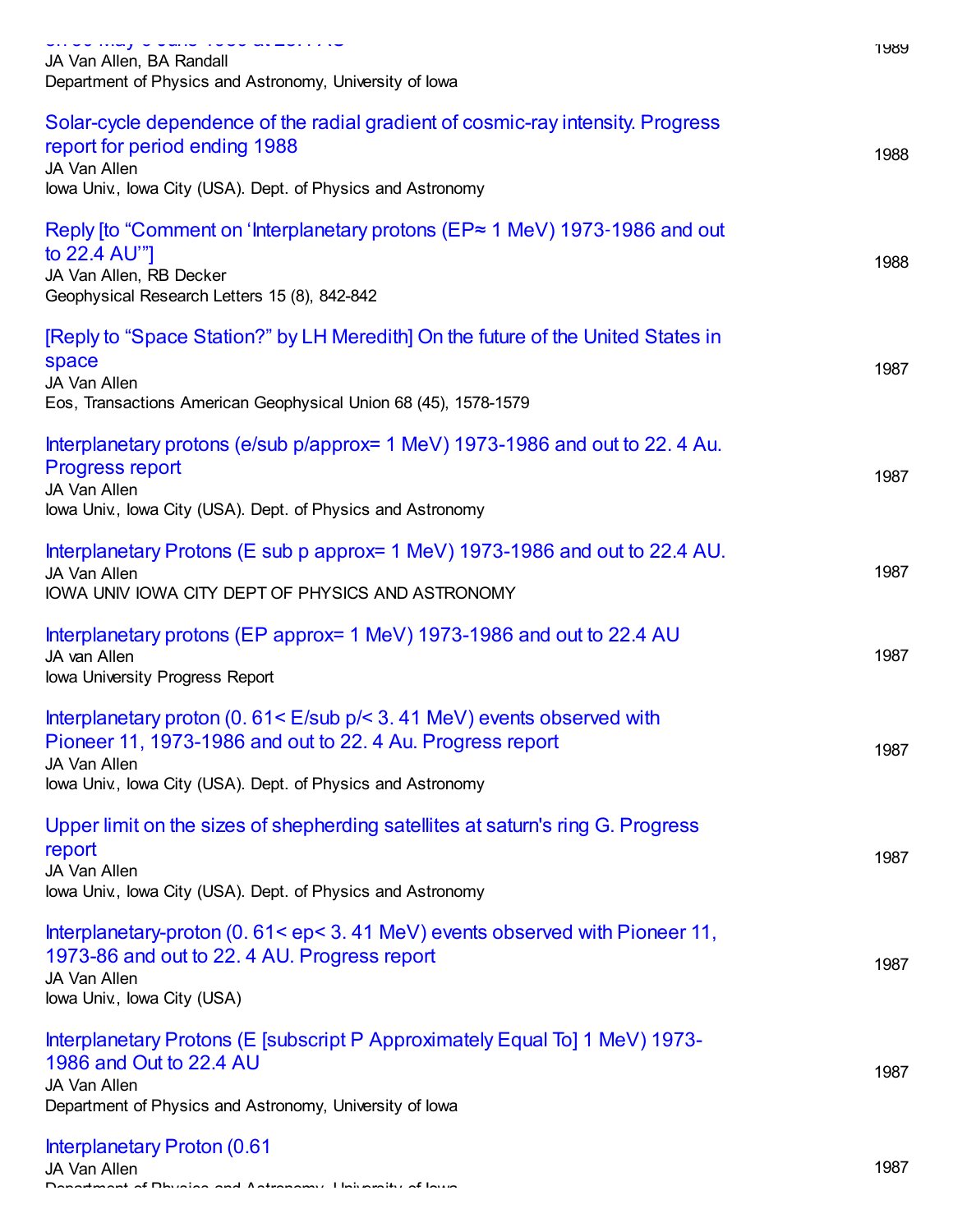JA Van Allen, BA Randall
Department of Physics and Astronomy, University of Iowa
1989

Solar-cycle dependence of the radial gradient of cosmic-ray intensity. Progress report for period ending 1988
JA Van Allen
Iowa Univ., Iowa City (USA). Dept. of Physics and Astronomy
1988

Reply [to "Comment on 'Interplanetary protons (EP≈ 1 MeV) 1973-1986 and out to 22.4 AU'"]
JA Van Allen, RB Decker
Geophysical Research Letters 15 (8), 842-842
1988

[Reply to "Space Station?" by LH Meredith] On the future of the United States in space
JA Van Allen
Eos, Transactions American Geophysical Union 68 (45), 1578-1579
1987

Interplanetary protons (e/sub p/approx= 1 MeV) 1973-1986 and out to 22. 4 Au. Progress report
JA Van Allen
Iowa Univ., Iowa City (USA). Dept. of Physics and Astronomy
1987

Interplanetary Protons (E sub p approx= 1 MeV) 1973-1986 and out to 22.4 AU.
JA Van Allen
IOWA UNIV IOWA CITY DEPT OF PHYSICS AND ASTRONOMY
1987

Interplanetary protons (EP approx= 1 MeV) 1973-1986 and out to 22.4 AU
JA van Allen
Iowa University Progress Report
1987

Interplanetary proton (0. 61< E/sub p/< 3. 41 MeV) events observed with Pioneer 11, 1973-1986 and out to 22. 4 Au. Progress report
JA Van Allen
Iowa Univ., Iowa City (USA). Dept. of Physics and Astronomy
1987

Upper limit on the sizes of shepherding satellites at saturn's ring G. Progress report
JA Van Allen
Iowa Univ., Iowa City (USA). Dept. of Physics and Astronomy
1987

Interplanetary-proton (0. 61< ep< 3. 41 MeV) events observed with Pioneer 11, 1973-86 and out to 22. 4 AU. Progress report
JA Van Allen
Iowa Univ., Iowa City (USA)
1987

Interplanetary Protons (E [subscript P Approximately Equal To] 1 MeV) 1973-1986 and Out to 22.4 AU
JA Van Allen
Department of Physics and Astronomy, University of Iowa
1987

Interplanetary Proton (0.61
JA Van Allen
Department of Physics and Astronomy, University of Iowa
1987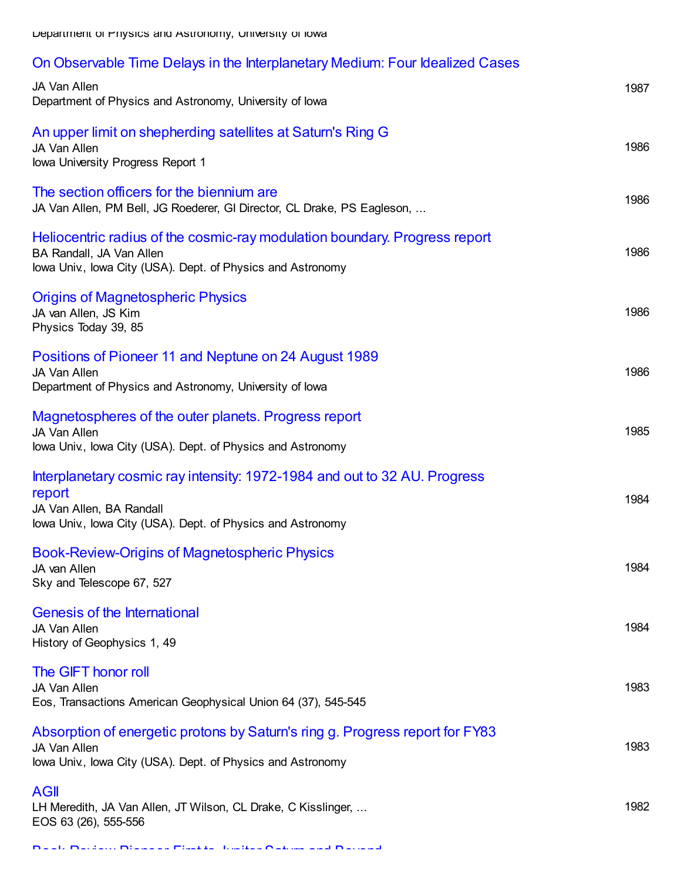Department of Physics and Astronomy, University of Iowa

On Observable Time Delays in the Interplanetary Medium: Four Idealized Cases
JA Van Allen
Department of Physics and Astronomy, University of Iowa
1987

An upper limit on shepherding satellites at Saturn's Ring G
JA Van Allen
Iowa University Progress Report 1
1986

The section officers for the biennium are
JA Van Allen, PM Bell, JG Roederer, GI Director, CL Drake, PS Eagleson, ...
1986

Heliocentric radius of the cosmic-ray modulation boundary. Progress report
BA Randall, JA Van Allen
Iowa Univ., Iowa City (USA). Dept. of Physics and Astronomy
1986

Origins of Magnetospheric Physics
JA van Allen, JS Kim
Physics Today 39, 85
1986

Positions of Pioneer 11 and Neptune on 24 August 1989
JA Van Allen
Department of Physics and Astronomy, University of Iowa
1986

Magnetospheres of the outer planets. Progress report
JA Van Allen
Iowa Univ., Iowa City (USA). Dept. of Physics and Astronomy
1985

Interplanetary cosmic ray intensity: 1972-1984 and out to 32 AU. Progress report
JA Van Allen, BA Randall
Iowa Univ., Iowa City (USA). Dept. of Physics and Astronomy
1984

Book-Review-Origins of Magnetospheric Physics
JA van Allen
Sky and Telescope 67, 527
1984

Genesis of the International
JA Van Allen
History of Geophysics 1, 49
1984

The GIFT honor roll
JA Van Allen
Eos, Transactions American Geophysical Union 64 (37), 545-545
1983

Absorption of energetic protons by Saturn's ring g. Progress report for FY83
JA Van Allen
Iowa Univ., Iowa City (USA). Dept. of Physics and Astronomy
1983

AGII
LH Meredith, JA Van Allen, JT Wilson, CL Drake, C Kisslinger, ...
EOS 63 (26), 555-556
1982

Book-Review-Pioneer First to Jupiter Saturn and Beyond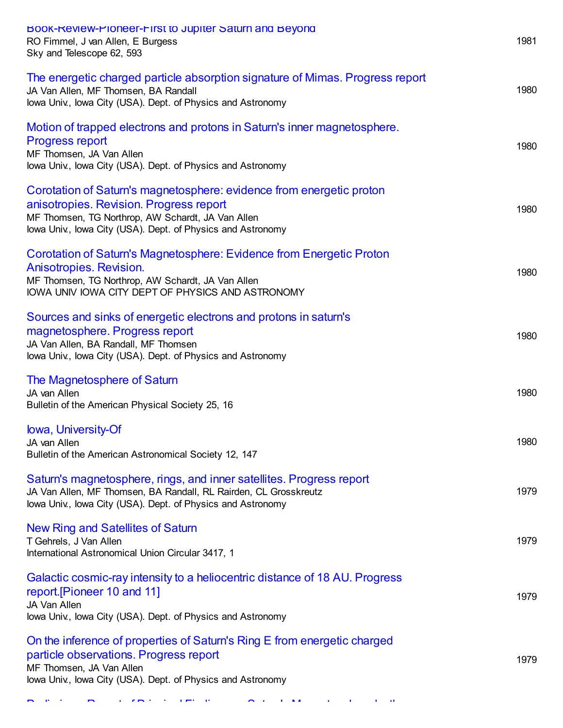Book-Review-Pioneer-First to Jupiter Saturn and Beyond
RO Fimmel, J van Allen, E Burgess
Sky and Telescope 62, 593
1981

The energetic charged particle absorption signature of Mimas. Progress report
JA Van Allen, MF Thomsen, BA Randall
Iowa Univ., Iowa City (USA). Dept. of Physics and Astronomy
1980

Motion of trapped electrons and protons in Saturn's inner magnetosphere. Progress report
MF Thomsen, JA Van Allen
Iowa Univ., Iowa City (USA). Dept. of Physics and Astronomy
1980

Corotation of Saturn's magnetosphere: evidence from energetic proton anisotropies. Revision. Progress report
MF Thomsen, TG Northrop, AW Schardt, JA Van Allen
Iowa Univ., Iowa City (USA). Dept. of Physics and Astronomy
1980

Corotation of Saturn's Magnetosphere: Evidence from Energetic Proton Anisotropies. Revision.
MF Thomsen, TG Northrop, AW Schardt, JA Van Allen
IOWA UNIV IOWA CITY DEPT OF PHYSICS AND ASTRONOMY
1980

Sources and sinks of energetic electrons and protons in saturn's magnetosphere. Progress report
JA Van Allen, BA Randall, MF Thomsen
Iowa Univ., Iowa City (USA). Dept. of Physics and Astronomy
1980

The Magnetosphere of Saturn
JA van Allen
Bulletin of the American Physical Society 25, 16
1980

Iowa, University-Of
JA van Allen
Bulletin of the American Astronomical Society 12, 147
1980

Saturn's magnetosphere, rings, and inner satellites. Progress report
JA Van Allen, MF Thomsen, BA Randall, RL Rairden, CL Grosskreutz
Iowa Univ., Iowa City (USA). Dept. of Physics and Astronomy
1979

New Ring and Satellites of Saturn
T Gehrels, J Van Allen
International Astronomical Union Circular 3417, 1
1979

Galactic cosmic-ray intensity to a heliocentric distance of 18 AU. Progress report.[Pioneer 10 and 11]
JA Van Allen
Iowa Univ., Iowa City (USA). Dept. of Physics and Astronomy
1979

On the inference of properties of Saturn's Ring E from energetic charged particle observations. Progress report
MF Thomsen, JA Van Allen
Iowa Univ., Iowa City (USA). Dept. of Physics and Astronomy
1979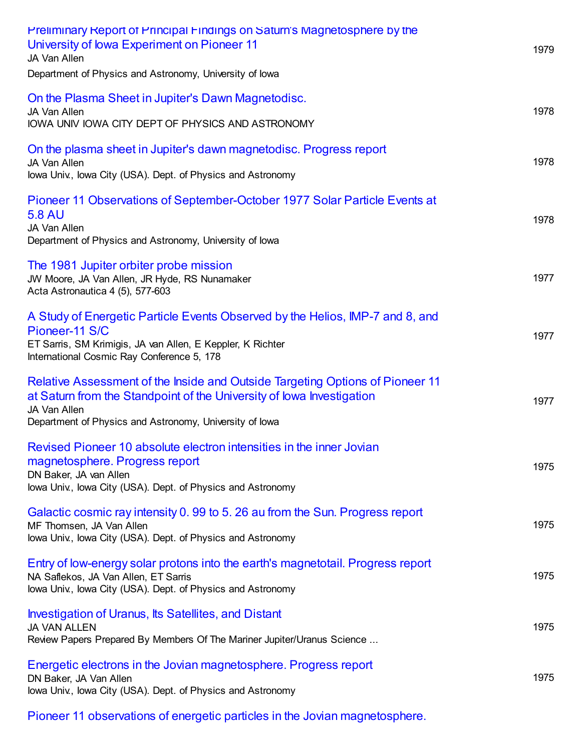Preliminary Report of Principal Findings on Saturn's Magnetosphere by the University of Iowa Experiment on Pioneer 11
JA Van Allen
Department of Physics and Astronomy, University of Iowa
1979

On the Plasma Sheet in Jupiter's Dawn Magnetodisc.
JA Van Allen
IOWA UNIV IOWA CITY DEPT OF PHYSICS AND ASTRONOMY
1978

On the plasma sheet in Jupiter's dawn magnetodisc. Progress report
JA Van Allen
Iowa Univ., Iowa City (USA). Dept. of Physics and Astronomy
1978

Pioneer 11 Observations of September-October 1977 Solar Particle Events at 5.8 AU
JA Van Allen
Department of Physics and Astronomy, University of Iowa
1978

The 1981 Jupiter orbiter probe mission
JW Moore, JA Van Allen, JR Hyde, RS Nunamaker
Acta Astronautica 4 (5), 577-603
1977

A Study of Energetic Particle Events Observed by the Helios, IMP-7 and 8, and Pioneer-11 S/C
ET Sarris, SM Krimigis, JA van Allen, E Keppler, K Richter
International Cosmic Ray Conference 5, 178
1977

Relative Assessment of the Inside and Outside Targeting Options of Pioneer 11 at Saturn from the Standpoint of the University of Iowa Investigation
JA Van Allen
Department of Physics and Astronomy, University of Iowa
1977

Revised Pioneer 10 absolute electron intensities in the inner Jovian magnetosphere. Progress report
DN Baker, JA van Allen
Iowa Univ., Iowa City (USA). Dept. of Physics and Astronomy
1975

Galactic cosmic ray intensity 0. 99 to 5. 26 au from the Sun. Progress report
MF Thomsen, JA Van Allen
Iowa Univ., Iowa City (USA). Dept. of Physics and Astronomy
1975

Entry of low-energy solar protons into the earth's magnetotail. Progress report
NA Saflekos, JA Van Allen, ET Sarris
Iowa Univ., Iowa City (USA). Dept. of Physics and Astronomy
1975

Investigation of Uranus, Its Satellites, and Distant
JA VAN ALLEN
Review Papers Prepared By Members Of The Mariner Jupiter/Uranus Science ...
1975

Energetic electrons in the Jovian magnetosphere. Progress report
DN Baker, JA Van Allen
Iowa Univ., Iowa City (USA). Dept. of Physics and Astronomy
1975

Pioneer 11 observations of energetic particles in the Jovian magnetosphere.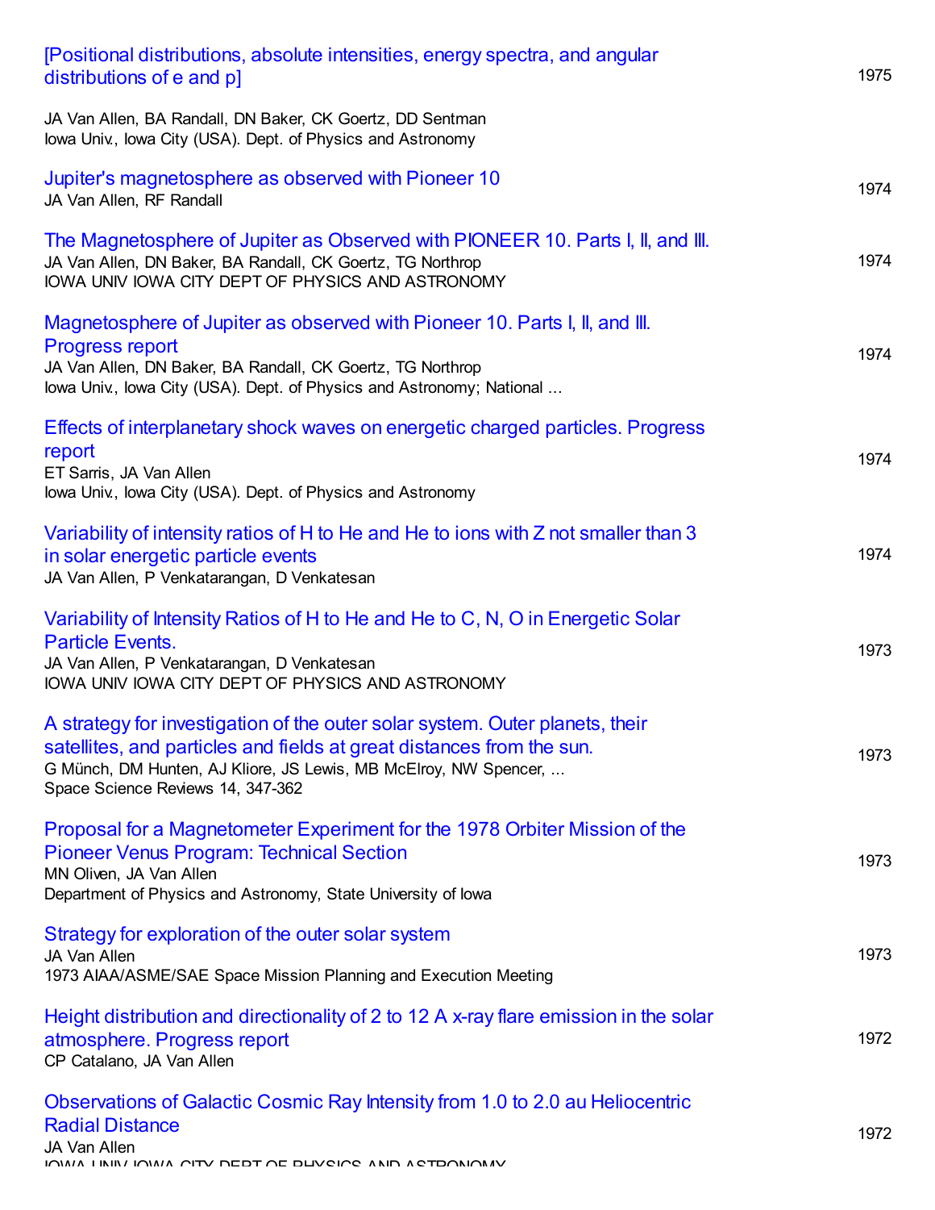[Positional distributions, absolute intensities, energy spectra, and angular distributions of e and p] — 1975
JA Van Allen, BA Randall, DN Baker, CK Goertz, DD Sentman
Iowa Univ., Iowa City (USA). Dept. of Physics and Astronomy

Jupiter's magnetosphere as observed with Pioneer 10 — 1974
JA Van Allen, RF Randall

The Magnetosphere of Jupiter as Observed with PIONEER 10. Parts I, II, and III. — 1974
JA Van Allen, DN Baker, BA Randall, CK Goertz, TG Northrop
IOWA UNIV IOWA CITY DEPT OF PHYSICS AND ASTRONOMY

Magnetosphere of Jupiter as observed with Pioneer 10. Parts I, II, and III. Progress report — 1974
JA Van Allen, DN Baker, BA Randall, CK Goertz, TG Northrop
Iowa Univ., Iowa City (USA). Dept. of Physics and Astronomy; National ...

Effects of interplanetary shock waves on energetic charged particles. Progress report — 1974
ET Sarris, JA Van Allen
Iowa Univ., Iowa City (USA). Dept. of Physics and Astronomy

Variability of intensity ratios of H to He and He to ions with Z not smaller than 3 in solar energetic particle events — 1974
JA Van Allen, P Venkatarangan, D Venkatesan

Variability of Intensity Ratios of H to He and He to C, N, O in Energetic Solar Particle Events. — 1973
JA Van Allen, P Venkatarangan, D Venkatesan
IOWA UNIV IOWA CITY DEPT OF PHYSICS AND ASTRONOMY

A strategy for investigation of the outer solar system. Outer planets, their satellites, and particles and fields at great distances from the sun. — 1973
G Münch, DM Hunten, AJ Kliore, JS Lewis, MB McElroy, NW Spencer, ...
Space Science Reviews 14, 347-362

Proposal for a Magnetometer Experiment for the 1978 Orbiter Mission of the Pioneer Venus Program: Technical Section — 1973
MN Oliven, JA Van Allen
Department of Physics and Astronomy, State University of Iowa

Strategy for exploration of the outer solar system — 1973
JA Van Allen
1973 AIAA/ASME/SAE Space Mission Planning and Execution Meeting

Height distribution and directionality of 2 to 12 A x-ray flare emission in the solar atmosphere. Progress report — 1972
CP Catalano, JA Van Allen

Observations of Galactic Cosmic Ray Intensity from 1.0 to 2.0 au Heliocentric Radial Distance — 1972
JA Van Allen
IOWA UNIV IOWA CITY DEPT OF PHYSICS AND ASTRONOMY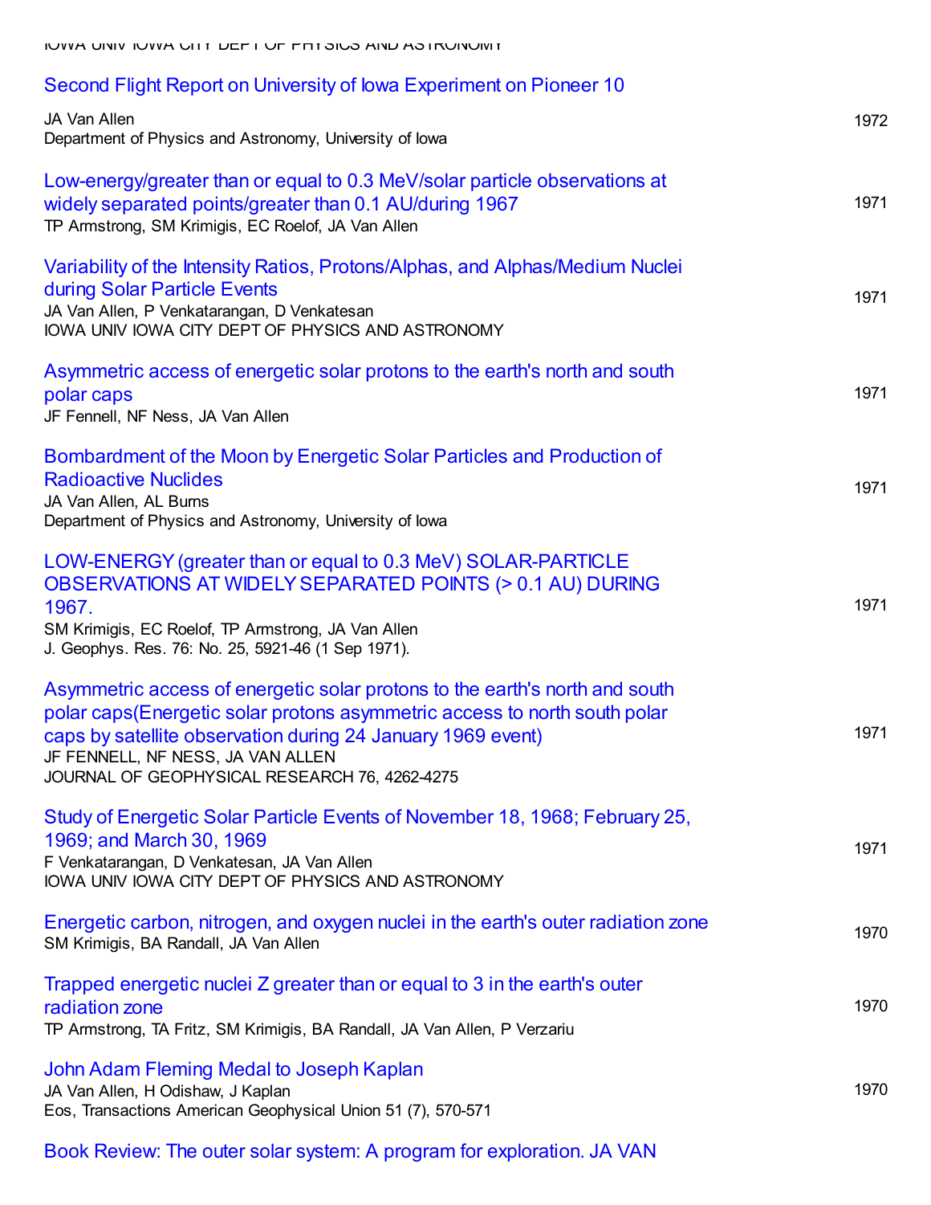IOWA UNIV IOWA CITY DEPT OF PHYSICS AND ASTRONOMY

Second Flight Report on University of Iowa Experiment on Pioneer 10
JA Van Allen
Department of Physics and Astronomy, University of Iowa
1972

Low-energy/greater than or equal to 0.3 MeV/solar particle observations at widely separated points/greater than 0.1 AU/during 1967
TP Armstrong, SM Krimigis, EC Roelof, JA Van Allen
1971

Variability of the Intensity Ratios, Protons/Alphas, and Alphas/Medium Nuclei during Solar Particle Events
JA Van Allen, P Venkatarangan, D Venkatesan
IOWA UNIV IOWA CITY DEPT OF PHYSICS AND ASTRONOMY
1971

Asymmetric access of energetic solar protons to the earth's north and south polar caps
JF Fennell, NF Ness, JA Van Allen
1971

Bombardment of the Moon by Energetic Solar Particles and Production of Radioactive Nuclides
JA Van Allen, AL Burns
Department of Physics and Astronomy, University of Iowa
1971

LOW-ENERGY (greater than or equal to 0.3 MeV) SOLAR-PARTICLE OBSERVATIONS AT WIDELY SEPARATED POINTS (> 0.1 AU) DURING 1967.
SM Krimigis, EC Roelof, TP Armstrong, JA Van Allen
J. Geophys. Res. 76: No. 25, 5921-46 (1 Sep 1971).
1971

Asymmetric access of energetic solar protons to the earth's north and south polar caps(Energetic solar protons asymmetric access to north south polar caps by satellite observation during 24 January 1969 event)
JF FENNELL, NF NESS, JA VAN ALLEN
JOURNAL OF GEOPHYSICAL RESEARCH 76, 4262-4275
1971

Study of Energetic Solar Particle Events of November 18, 1968; February 25, 1969; and March 30, 1969
F Venkatarangan, D Venkatesan, JA Van Allen
IOWA UNIV IOWA CITY DEPT OF PHYSICS AND ASTRONOMY
1971

Energetic carbon, nitrogen, and oxygen nuclei in the earth's outer radiation zone
SM Krimigis, BA Randall, JA Van Allen
1970

Trapped energetic nuclei Z greater than or equal to 3 in the earth's outer radiation zone
TP Armstrong, TA Fritz, SM Krimigis, BA Randall, JA Van Allen, P Verzariu
1970

John Adam Fleming Medal to Joseph Kaplan
JA Van Allen, H Odishaw, J Kaplan
Eos, Transactions American Geophysical Union 51 (7), 570-571
1970

Book Review: The outer solar system: A program for exploration. JA VAN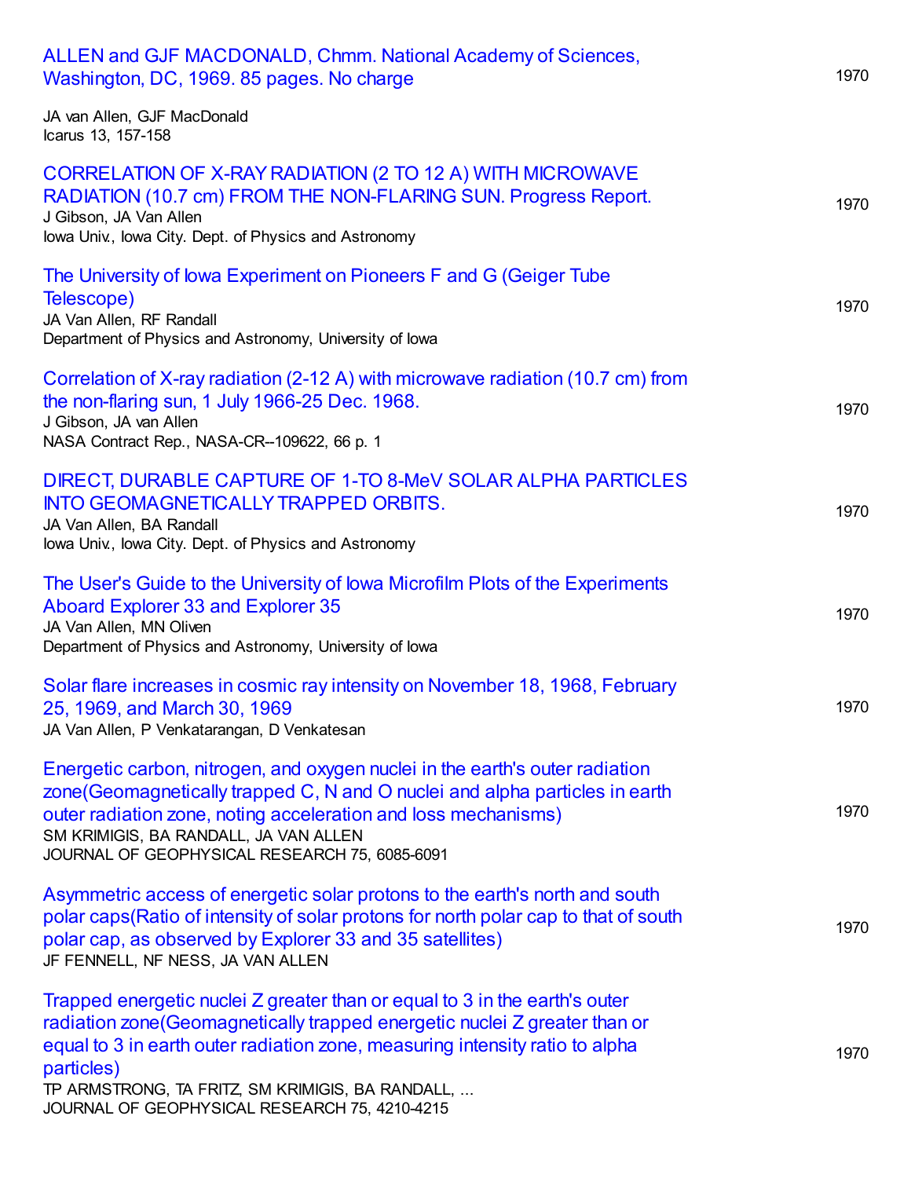ALLEN and GJF MACDONALD, Chmm. National Academy of Sciences, Washington, DC, 1969. 85 pages. No charge
JA van Allen, GJF MacDonald
Icarus 13, 157-158 — 1970

CORRELATION OF X-RAY RADIATION (2 TO 12 A) WITH MICROWAVE RADIATION (10.7 cm) FROM THE NON-FLARING SUN. Progress Report.
J Gibson, JA Van Allen
Iowa Univ., Iowa City. Dept. of Physics and Astronomy — 1970

The University of Iowa Experiment on Pioneers F and G (Geiger Tube Telescope)
JA Van Allen, RF Randall
Department of Physics and Astronomy, University of Iowa — 1970

Correlation of X-ray radiation (2-12 A) with microwave radiation (10.7 cm) from the non-flaring sun, 1 July 1966-25 Dec. 1968.
J Gibson, JA van Allen
NASA Contract Rep., NASA-CR--109622, 66 p. 1 — 1970

DIRECT, DURABLE CAPTURE OF 1-TO 8-MeV SOLAR ALPHA PARTICLES INTO GEOMAGNETICALLY TRAPPED ORBITS.
JA Van Allen, BA Randall
Iowa Univ., Iowa City. Dept. of Physics and Astronomy — 1970

The User's Guide to the University of Iowa Microfilm Plots of the Experiments Aboard Explorer 33 and Explorer 35
JA Van Allen, MN Oliven
Department of Physics and Astronomy, University of Iowa — 1970

Solar flare increases in cosmic ray intensity on November 18, 1968, February 25, 1969, and March 30, 1969
JA Van Allen, P Venkatarangan, D Venkatesan — 1970

Energetic carbon, nitrogen, and oxygen nuclei in the earth's outer radiation zone(Geomagnetically trapped C, N and O nuclei and alpha particles in earth outer radiation zone, noting acceleration and loss mechanisms)
SM KRIMIGIS, BA RANDALL, JA VAN ALLEN
JOURNAL OF GEOPHYSICAL RESEARCH 75, 6085-6091 — 1970

Asymmetric access of energetic solar protons to the earth's north and south polar caps(Ratio of intensity of solar protons for north polar cap to that of south polar cap, as observed by Explorer 33 and 35 satellites)
JF FENNELL, NF NESS, JA VAN ALLEN — 1970

Trapped energetic nuclei Z greater than or equal to 3 in the earth's outer radiation zone(Geomagnetically trapped energetic nuclei Z greater than or equal to 3 in earth outer radiation zone, measuring intensity ratio to alpha particles)
TP ARMSTRONG, TA FRITZ, SM KRIMIGIS, BA RANDALL, ...
JOURNAL OF GEOPHYSICAL RESEARCH 75, 4210-4215 — 1970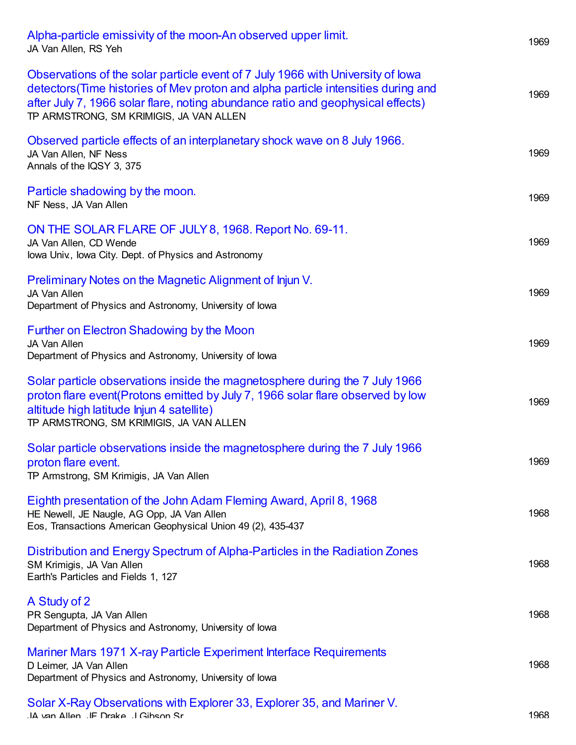Alpha-particle emissivity of the moon-An observed upper limit.
JA Van Allen, RS Yeh
1969

Observations of the solar particle event of 7 July 1966 with University of Iowa detectors(Time histories of Mev proton and alpha particle intensities during and after July 7, 1966 solar flare, noting abundance ratio and geophysical effects)
TP ARMSTRONG, SM KRIMIGIS, JA VAN ALLEN
1969

Observed particle effects of an interplanetary shock wave on 8 July 1966.
JA Van Allen, NF Ness
Annals of the IQSY 3, 375
1969

Particle shadowing by the moon.
NF Ness, JA Van Allen
1969

ON THE SOLAR FLARE OF JULY 8, 1968. Report No. 69-11.
JA Van Allen, CD Wende
Iowa Univ., Iowa City. Dept. of Physics and Astronomy
1969

Preliminary Notes on the Magnetic Alignment of Injun V.
JA Van Allen
Department of Physics and Astronomy, University of Iowa
1969

Further on Electron Shadowing by the Moon
JA Van Allen
Department of Physics and Astronomy, University of Iowa
1969

Solar particle observations inside the magnetosphere during the 7 July 1966 proton flare event(Protons emitted by July 7, 1966 solar flare observed by low altitude high latitude Injun 4 satellite)
TP ARMSTRONG, SM KRIMIGIS, JA VAN ALLEN
1969

Solar particle observations inside the magnetosphere during the 7 July 1966 proton flare event.
TP Armstrong, SM Krimigis, JA Van Allen
1969

Eighth presentation of the John Adam Fleming Award, April 8, 1968
HE Newell, JE Naugle, AG Opp, JA Van Allen
Eos, Transactions American Geophysical Union 49 (2), 435-437
1968

Distribution and Energy Spectrum of Alpha-Particles in the Radiation Zones
SM Krimigis, JA Van Allen
Earth's Particles and Fields 1, 127
1968

A Study of 2
PR Sengupta, JA Van Allen
Department of Physics and Astronomy, University of Iowa
1968

Mariner Mars 1971 X-ray Particle Experiment Interface Requirements
D Leimer, JA Van Allen
Department of Physics and Astronomy, University of Iowa
1968

Solar X-Ray Observations with Explorer 33, Explorer 35, and Mariner V.
JA van Allen, JF Drake, J Gibson Sr
1968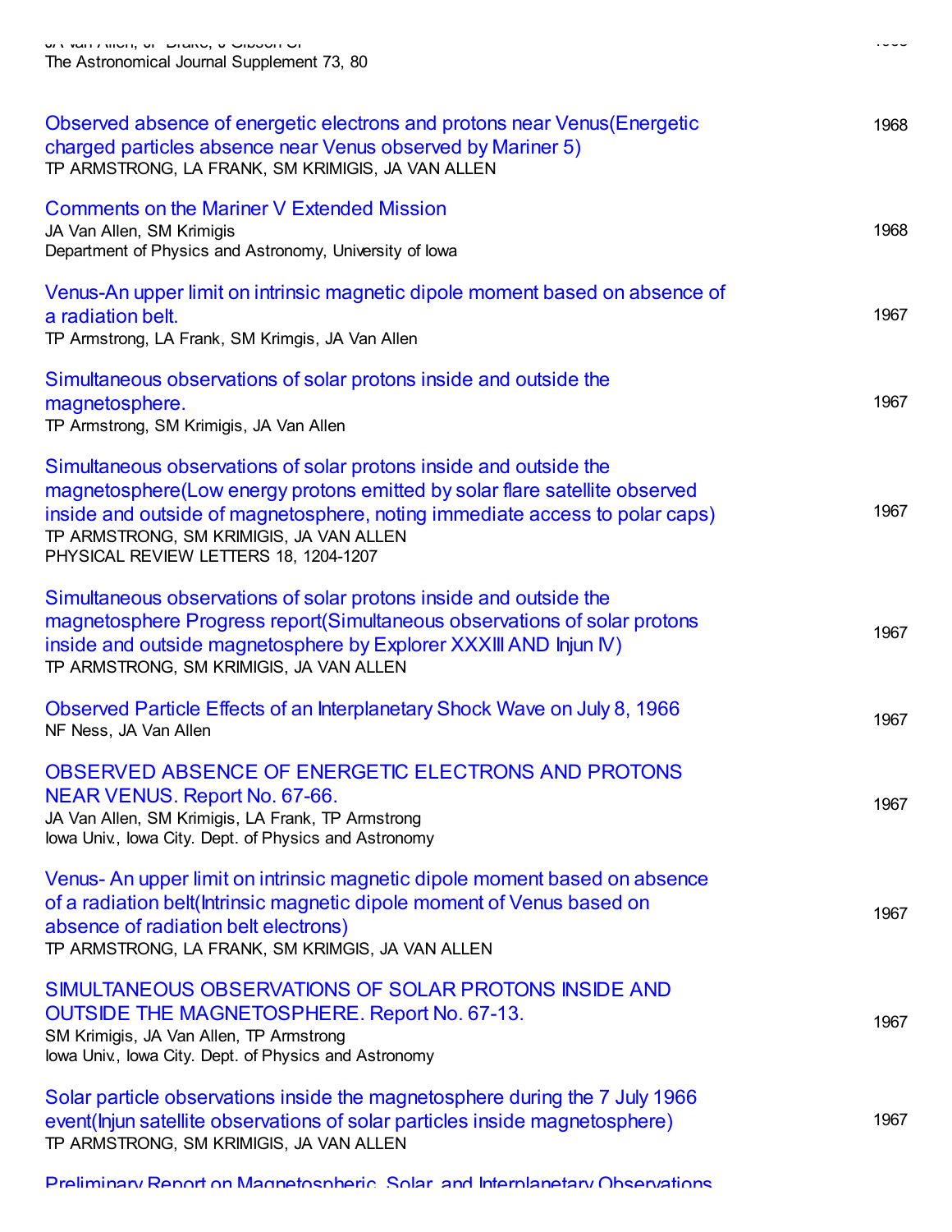The Astronomical Journal Supplement 73, 80

Observed absence of energetic electrons and protons near Venus(Energetic charged particles absence near Venus observed by Mariner 5) — 1968
TP ARMSTRONG, LA FRANK, SM KRIMIGIS, JA VAN ALLEN

Comments on the Mariner V Extended Mission — 1968
JA Van Allen, SM Krimigis
Department of Physics and Astronomy, University of Iowa

Venus-An upper limit on intrinsic magnetic dipole moment based on absence of a radiation belt. — 1967
TP Armstrong, LA Frank, SM Krimgis, JA Van Allen

Simultaneous observations of solar protons inside and outside the magnetosphere. — 1967
TP Armstrong, SM Krimigis, JA Van Allen

Simultaneous observations of solar protons inside and outside the magnetosphere(Low energy protons emitted by solar flare satellite observed inside and outside of magnetosphere, noting immediate access to polar caps) — 1967
TP ARMSTRONG, SM KRIMIGIS, JA VAN ALLEN
PHYSICAL REVIEW LETTERS 18, 1204-1207

Simultaneous observations of solar protons inside and outside the magnetosphere Progress report(Simultaneous observations of solar protons inside and outside magnetosphere by Explorer XXXIII AND Injun IV) — 1967
TP ARMSTRONG, SM KRIMIGIS, JA VAN ALLEN

Observed Particle Effects of an Interplanetary Shock Wave on July 8, 1966 — 1967
NF Ness, JA Van Allen

OBSERVED ABSENCE OF ENERGETIC ELECTRONS AND PROTONS NEAR VENUS. Report No. 67-66. — 1967
JA Van Allen, SM Krimigis, LA Frank, TP Armstrong
Iowa Univ., Iowa City. Dept. of Physics and Astronomy

Venus- An upper limit on intrinsic magnetic dipole moment based on absence of a radiation belt(Intrinsic magnetic dipole moment of Venus based on absence of radiation belt electrons) — 1967
TP ARMSTRONG, LA FRANK, SM KRIMGIS, JA VAN ALLEN

SIMULTANEOUS OBSERVATIONS OF SOLAR PROTONS INSIDE AND OUTSIDE THE MAGNETOSPHERE. Report No. 67-13. — 1967
SM Krimigis, JA Van Allen, TP Armstrong
Iowa Univ., Iowa City. Dept. of Physics and Astronomy

Solar particle observations inside the magnetosphere during the 7 July 1966 event(Injun satellite observations of solar particles inside magnetosphere) — 1967
TP ARMSTRONG, SM KRIMIGIS, JA VAN ALLEN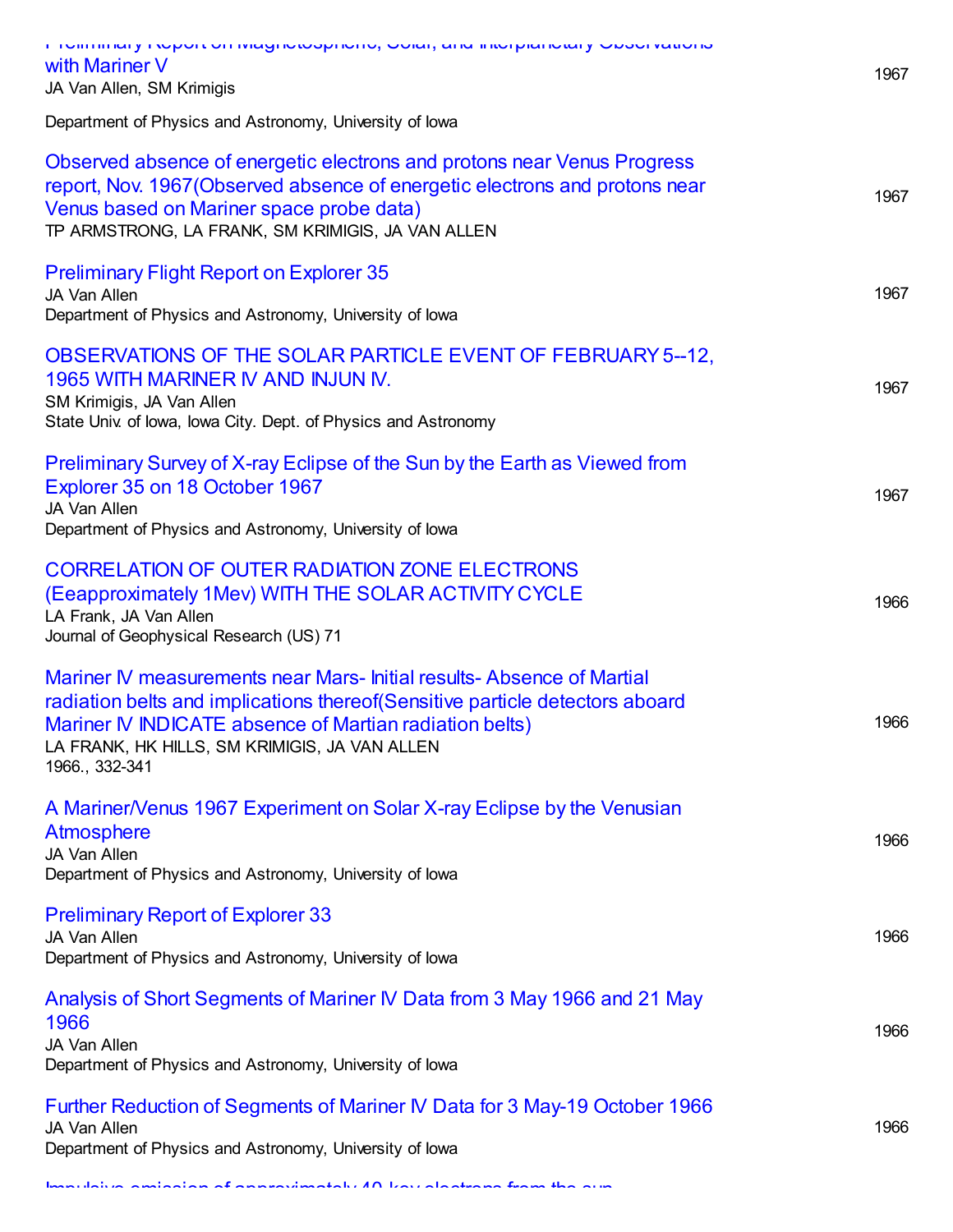Preliminary Report on Magnetospheric, Solar, and Interplanetary Observations with Mariner V
JA Van Allen, SM Krimigis
Department of Physics and Astronomy, University of Iowa

1967

Observed absence of energetic electrons and protons near Venus Progress report, Nov. 1967(Observed absence of energetic electrons and protons near Venus based on Mariner space probe data)
TP ARMSTRONG, LA FRANK, SM KRIMIGIS, JA VAN ALLEN

1967

Preliminary Flight Report on Explorer 35
JA Van Allen
Department of Physics and Astronomy, University of Iowa

1967

OBSERVATIONS OF THE SOLAR PARTICLE EVENT OF FEBRUARY 5--12, 1965 WITH MARINER IV AND INJUN IV.
SM Krimigis, JA Van Allen
State Univ. of Iowa, Iowa City. Dept. of Physics and Astronomy

1967

Preliminary Survey of X-ray Eclipse of the Sun by the Earth as Viewed from Explorer 35 on 18 October 1967
JA Van Allen
Department of Physics and Astronomy, University of Iowa

1967

CORRELATION OF OUTER RADIATION ZONE ELECTRONS (Eeapproximately 1Mev) WITH THE SOLAR ACTIVITY CYCLE
LA Frank, JA Van Allen
Journal of Geophysical Research (US) 71

1966

Mariner IV measurements near Mars- Initial results- Absence of Martial radiation belts and implications thereof(Sensitive particle detectors aboard Mariner IV INDICATE absence of Martian radiation belts)
LA FRANK, HK HILLS, SM KRIMIGIS, JA VAN ALLEN
1966., 332-341

1966

A Mariner/Venus 1967 Experiment on Solar X-ray Eclipse by the Venusian Atmosphere
JA Van Allen
Department of Physics and Astronomy, University of Iowa

1966

Preliminary Report of Explorer 33
JA Van Allen
Department of Physics and Astronomy, University of Iowa

1966

Analysis of Short Segments of Mariner IV Data from 3 May 1966 and 21 May 1966
JA Van Allen
Department of Physics and Astronomy, University of Iowa

1966

Further Reduction of Segments of Mariner IV Data for 3 May-19 October 1966
JA Van Allen
Department of Physics and Astronomy, University of Iowa

1966

Impulsive emission of approximately 40-kev electrons from the sun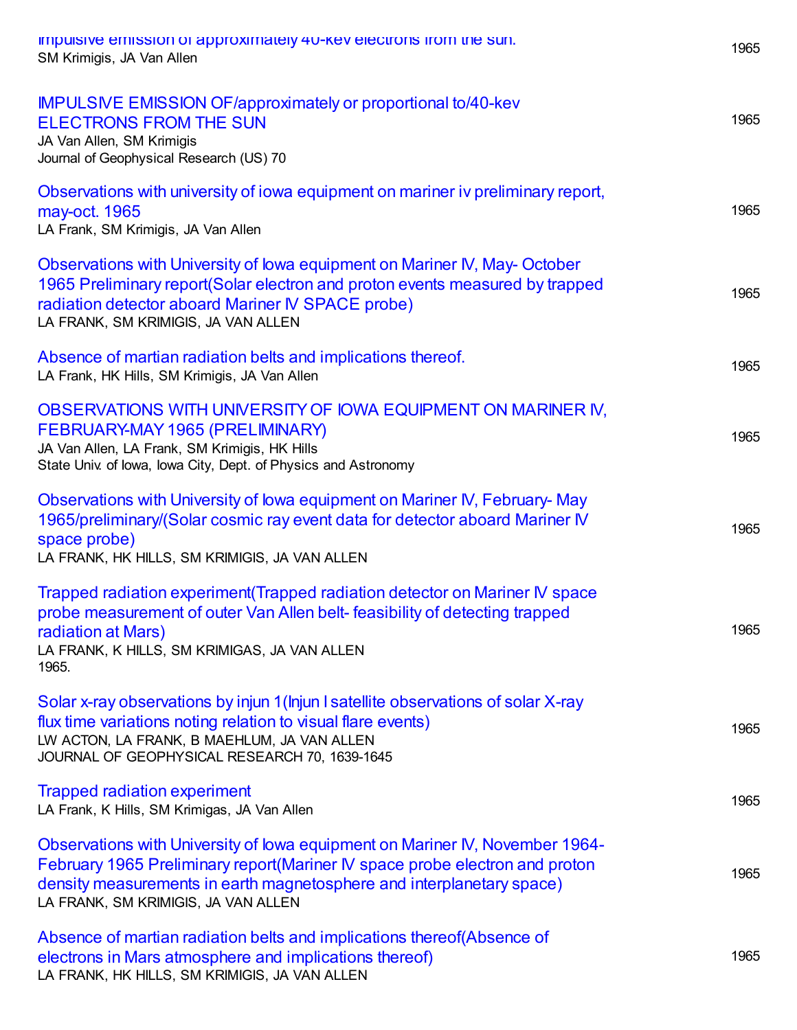Impulsive emission of approximately 40-kev electrons from the sun.
SM Krimigis, JA Van Allen
1965

IMPULSIVE EMISSION OF/approximately or proportional to/40-kev ELECTRONS FROM THE SUN
JA Van Allen, SM Krimigis
Journal of Geophysical Research (US) 70
1965

Observations with university of iowa equipment on mariner iv preliminary report, may-oct. 1965
LA Frank, SM Krimigis, JA Van Allen
1965

Observations with University of Iowa equipment on Mariner IV, May- October 1965 Preliminary report(Solar electron and proton events measured by trapped radiation detector aboard Mariner IV SPACE probe)
LA FRANK, SM KRIMIGIS, JA VAN ALLEN
1965

Absence of martian radiation belts and implications thereof.
LA Frank, HK Hills, SM Krimigis, JA Van Allen
1965

OBSERVATIONS WITH UNIVERSITY OF IOWA EQUIPMENT ON MARINER IV, FEBRUARY-MAY 1965 (PRELIMINARY)
JA Van Allen, LA Frank, SM Krimigis, HK Hills
State Univ. of Iowa, Iowa City, Dept. of Physics and Astronomy
1965

Observations with University of Iowa equipment on Mariner IV, February- May 1965/preliminary/(Solar cosmic ray event data for detector aboard Mariner IV space probe)
LA FRANK, HK HILLS, SM KRIMIGIS, JA VAN ALLEN
1965

Trapped radiation experiment(Trapped radiation detector on Mariner IV space probe measurement of outer Van Allen belt- feasibility of detecting trapped radiation at Mars)
LA FRANK, K HILLS, SM KRIMIGAS, JA VAN ALLEN
1965.
1965

Solar x-ray observations by injun 1(Injun I satellite observations of solar X-ray flux time variations noting relation to visual flare events)
LW ACTON, LA FRANK, B MAEHLUM, JA VAN ALLEN
JOURNAL OF GEOPHYSICAL RESEARCH 70, 1639-1645
1965

Trapped radiation experiment
LA Frank, K Hills, SM Krimigas, JA Van Allen
1965

Observations with University of Iowa equipment on Mariner IV, November 1964- February 1965 Preliminary report(Mariner IV space probe electron and proton density measurements in earth magnetosphere and interplanetary space)
LA FRANK, SM KRIMIGIS, JA VAN ALLEN
1965

Absence of martian radiation belts and implications thereof(Absence of electrons in Mars atmosphere and implications thereof)
LA FRANK, HK HILLS, SM KRIMIGIS, JA VAN ALLEN
1965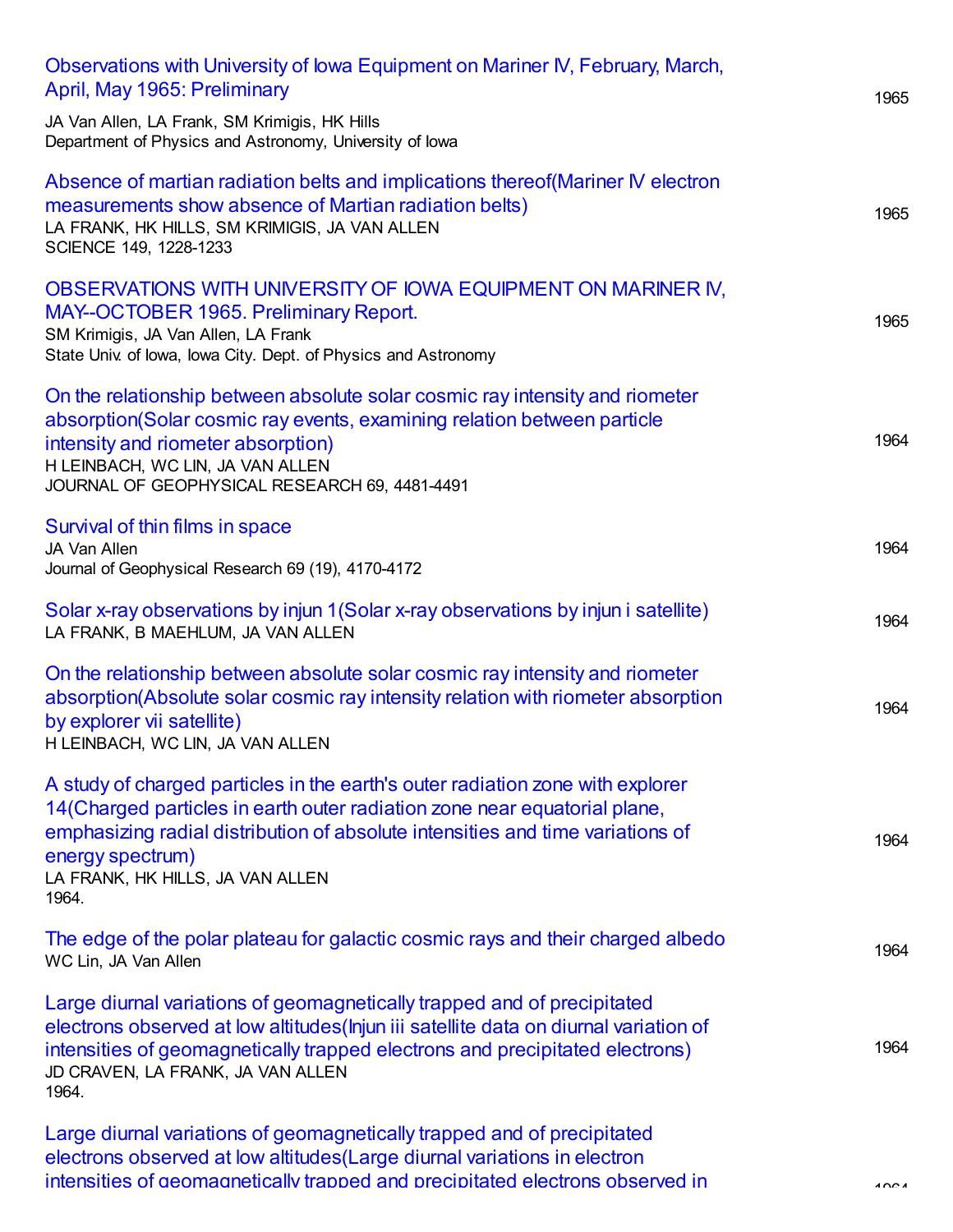Observations with University of Iowa Equipment on Mariner IV, February, March, April, May 1965: Preliminary
JA Van Allen, LA Frank, SM Krimigis, HK Hills
Department of Physics and Astronomy, University of Iowa
1965

Absence of martian radiation belts and implications thereof(Mariner IV electron measurements show absence of Martian radiation belts)
LA FRANK, HK HILLS, SM KRIMIGIS, JA VAN ALLEN
SCIENCE 149, 1228-1233
1965

OBSERVATIONS WITH UNIVERSITY OF IOWA EQUIPMENT ON MARINER IV, MAY--OCTOBER 1965. Preliminary Report.
SM Krimigis, JA Van Allen, LA Frank
State Univ. of Iowa, Iowa City. Dept. of Physics and Astronomy
1965

On the relationship between absolute solar cosmic ray intensity and riometer absorption(Solar cosmic ray events, examining relation between particle intensity and riometer absorption)
H LEINBACH, WC LIN, JA VAN ALLEN
JOURNAL OF GEOPHYSICAL RESEARCH 69, 4481-4491
1964

Survival of thin films in space
JA Van Allen
Journal of Geophysical Research 69 (19), 4170-4172
1964

Solar x-ray observations by injun 1(Solar x-ray observations by injun i satellite)
LA FRANK, B MAEHLUM, JA VAN ALLEN
1964

On the relationship between absolute solar cosmic ray intensity and riometer absorption(Absolute solar cosmic ray intensity relation with riometer absorption by explorer vii satellite)
H LEINBACH, WC LIN, JA VAN ALLEN
1964

A study of charged particles in the earth's outer radiation zone with explorer 14(Charged particles in earth outer radiation zone near equatorial plane, emphasizing radial distribution of absolute intensities and time variations of energy spectrum)
LA FRANK, HK HILLS, JA VAN ALLEN
1964.
1964

The edge of the polar plateau for galactic cosmic rays and their charged albedo
WC Lin, JA Van Allen
1964

Large diurnal variations of geomagnetically trapped and of precipitated electrons observed at low altitudes(Injun iii satellite data on diurnal variation of intensities of geomagnetically trapped electrons and precipitated electrons)
JD CRAVEN, LA FRANK, JA VAN ALLEN
1964.
1964

Large diurnal variations of geomagnetically trapped and of precipitated electrons observed at low altitudes(Large diurnal variations in electron intensities of geomagnetically trapped and precipitated electrons observed in
1964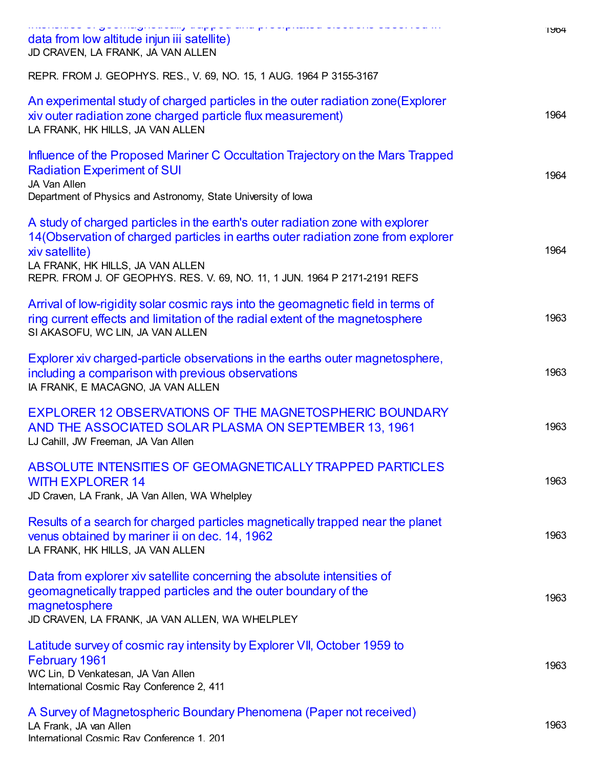intensities of geomagnetically trapped and precipitated electrons observed in data from low altitude injun iii satellite)
JD CRAVEN, LA FRANK, JA VAN ALLEN — 1964

REPR. FROM J. GEOPHYS. RES., V. 69, NO. 15, 1 AUG. 1964 P 3155-3167

An experimental study of charged particles in the outer radiation zone(Explorer xiv outer radiation zone charged particle flux measurement)
LA FRANK, HK HILLS, JA VAN ALLEN — 1964

Influence of the Proposed Mariner C Occultation Trajectory on the Mars Trapped Radiation Experiment of SUI
JA Van Allen
Department of Physics and Astronomy, State University of Iowa — 1964

A study of charged particles in the earth's outer radiation zone with explorer 14(Observation of charged particles in earths outer radiation zone from explorer xiv satellite)
LA FRANK, HK HILLS, JA VAN ALLEN
REPR. FROM J. OF GEOPHYS. RES. V. 69, NO. 11, 1 JUN. 1964 P 2171-2191 REFS — 1964

Arrival of low-rigidity solar cosmic rays into the geomagnetic field in terms of ring current effects and limitation of the radial extent of the magnetosphere
SI AKASOFU, WC LIN, JA VAN ALLEN — 1963

Explorer xiv charged-particle observations in the earths outer magnetosphere, including a comparison with previous observations
IA FRANK, E MACAGNO, JA VAN ALLEN — 1963

EXPLORER 12 OBSERVATIONS OF THE MAGNETOSPHERIC BOUNDARY AND THE ASSOCIATED SOLAR PLASMA ON SEPTEMBER 13, 1961
LJ Cahill, JW Freeman, JA Van Allen — 1963

ABSOLUTE INTENSITIES OF GEOMAGNETICALLY TRAPPED PARTICLES WITH EXPLORER 14
JD Craven, LA Frank, JA Van Allen, WA Whelpley — 1963

Results of a search for charged particles magnetically trapped near the planet venus obtained by mariner ii on dec. 14, 1962
LA FRANK, HK HILLS, JA VAN ALLEN — 1963

Data from explorer xiv satellite concerning the absolute intensities of geomagnetically trapped particles and the outer boundary of the magnetosphere
JD CRAVEN, LA FRANK, JA VAN ALLEN, WA WHELPLEY — 1963

Latitude survey of cosmic ray intensity by Explorer VII, October 1959 to February 1961
WC Lin, D Venkatesan, JA Van Allen
International Cosmic Ray Conference 2, 411 — 1963

A Survey of Magnetospheric Boundary Phenomena (Paper not received)
LA Frank, JA van Allen
International Cosmic Ray Conference 1, 201 — 1963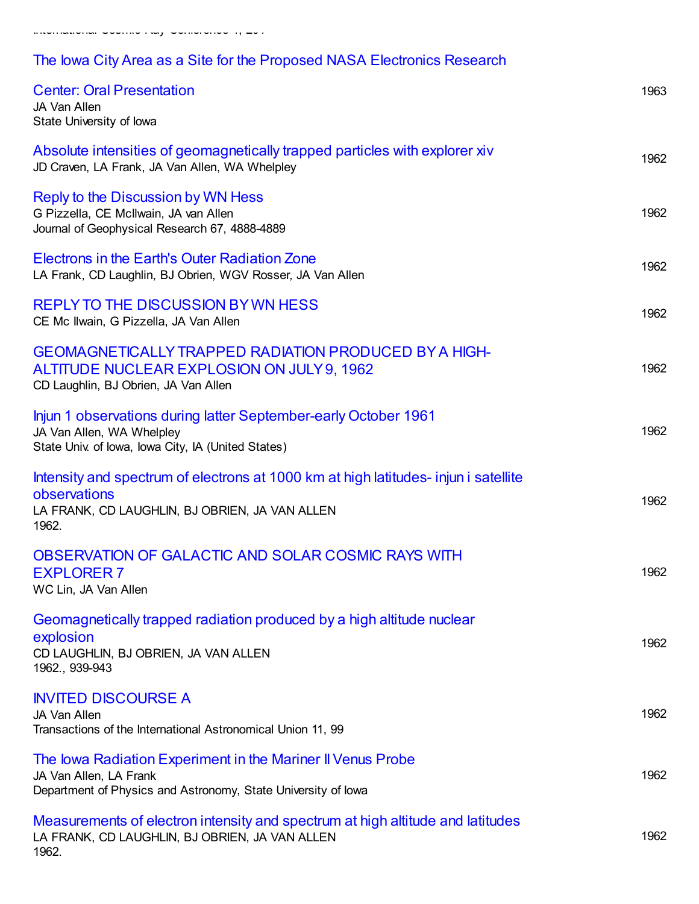The Iowa City Area as a Site for the Proposed NASA Electronics Research Center: Oral Presentation
JA Van Allen
State University of Iowa
1963

Absolute intensities of geomagnetically trapped particles with explorer xiv
JD Craven, LA Frank, JA Van Allen, WA Whelpley
1962

Reply to the Discussion by WN Hess
G Pizzella, CE McIlwain, JA van Allen
Journal of Geophysical Research 67, 4888-4889
1962

Electrons in the Earth's Outer Radiation Zone
LA Frank, CD Laughlin, BJ Obrien, WGV Rosser, JA Van Allen
1962

REPLY TO THE DISCUSSION BY WN HESS
CE Mc Ilwain, G Pizzella, JA Van Allen
1962

GEOMAGNETICALLY TRAPPED RADIATION PRODUCED BY A HIGH-ALTITUDE NUCLEAR EXPLOSION ON JULY 9, 1962
CD Laughlin, BJ Obrien, JA Van Allen
1962

Injun 1 observations during latter September-early October 1961
JA Van Allen, WA Whelpley
State Univ. of Iowa, Iowa City, IA (United States)
1962

Intensity and spectrum of electrons at 1000 km at high latitudes- injun i satellite observations
LA FRANK, CD LAUGHLIN, BJ OBRIEN, JA VAN ALLEN
1962.
1962

OBSERVATION OF GALACTIC AND SOLAR COSMIC RAYS WITH EXPLORER 7
WC Lin, JA Van Allen
1962

Geomagnetically trapped radiation produced by a high altitude nuclear explosion
CD LAUGHLIN, BJ OBRIEN, JA VAN ALLEN
1962., 939-943
1962

INVITED DISCOURSE A
JA Van Allen
Transactions of the International Astronomical Union 11, 99
1962

The Iowa Radiation Experiment in the Mariner II Venus Probe
JA Van Allen, LA Frank
Department of Physics and Astronomy, State University of Iowa
1962

Measurements of electron intensity and spectrum at high altitude and latitudes
LA FRANK, CD LAUGHLIN, BJ OBRIEN, JA VAN ALLEN
1962.
1962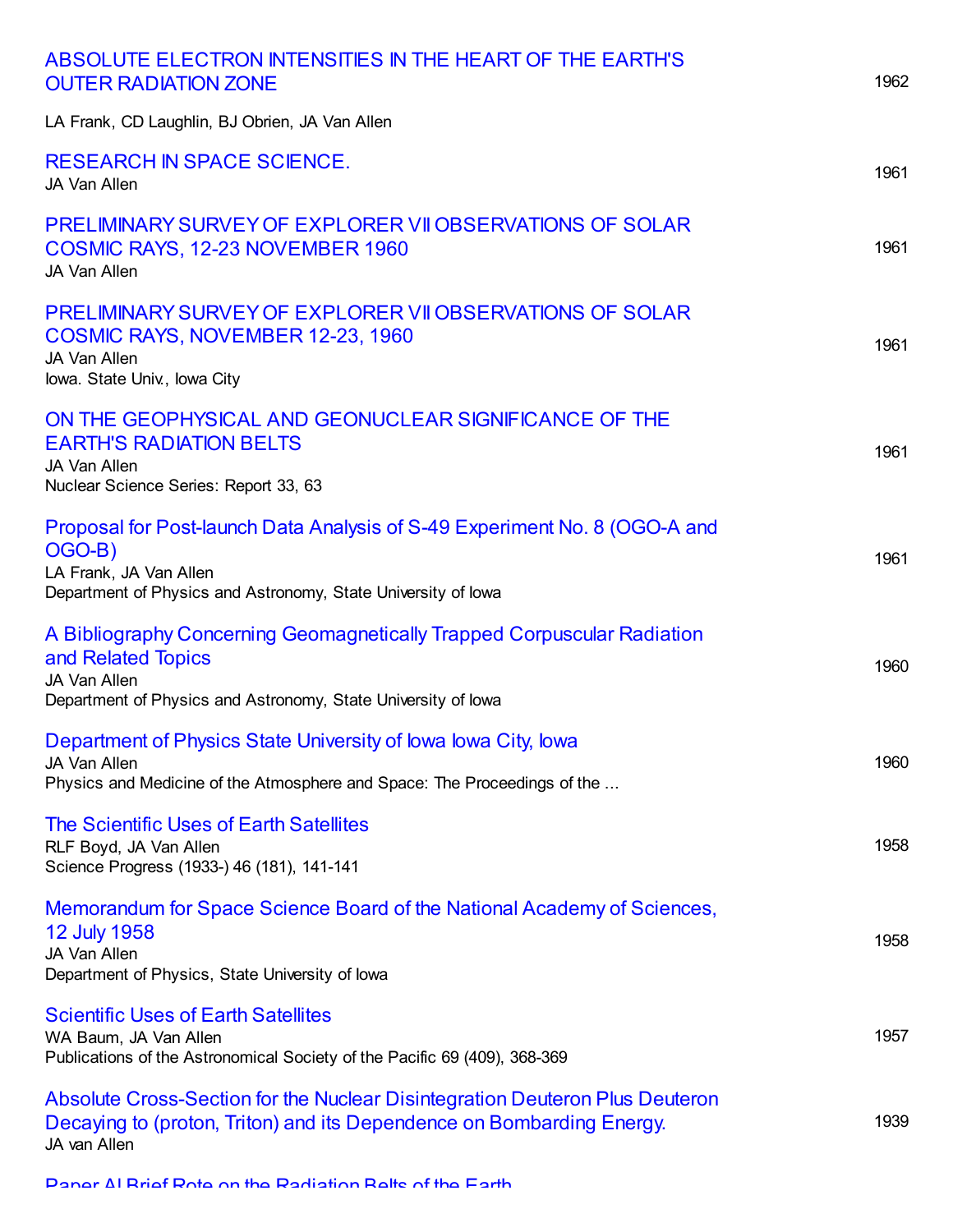ABSOLUTE ELECTRON INTENSITIES IN THE HEART OF THE EARTH'S OUTER RADIATION ZONE
1962
LA Frank, CD Laughlin, BJ Obrien, JA Van Allen

RESEARCH IN SPACE SCIENCE.
1961
JA Van Allen

PRELIMINARY SURVEY OF EXPLORER VII OBSERVATIONS OF SOLAR COSMIC RAYS, 12-23 NOVEMBER 1960
1961
JA Van Allen

PRELIMINARY SURVEY OF EXPLORER VII OBSERVATIONS OF SOLAR COSMIC RAYS, NOVEMBER 12-23, 1960
1961
JA Van Allen
Iowa. State Univ., Iowa City

ON THE GEOPHYSICAL AND GEONUCLEAR SIGNIFICANCE OF THE EARTH'S RADIATION BELTS
1961
JA Van Allen
Nuclear Science Series: Report 33, 63

Proposal for Post-launch Data Analysis of S-49 Experiment No. 8 (OGO-A and OGO-B)
1961
LA Frank, JA Van Allen
Department of Physics and Astronomy, State University of Iowa

A Bibliography Concerning Geomagnetically Trapped Corpuscular Radiation and Related Topics
1960
JA Van Allen
Department of Physics and Astronomy, State University of Iowa

Department of Physics State University of Iowa Iowa City, Iowa
1960
JA Van Allen
Physics and Medicine of the Atmosphere and Space: The Proceedings of the ...

The Scientific Uses of Earth Satellites
1958
RLF Boyd, JA Van Allen
Science Progress (1933-) 46 (181), 141-141

Memorandum for Space Science Board of the National Academy of Sciences, 12 July 1958
1958
JA Van Allen
Department of Physics, State University of Iowa

Scientific Uses of Earth Satellites
1957
WA Baum, JA Van Allen
Publications of the Astronomical Society of the Pacific 69 (409), 368-369

Absolute Cross-Section for the Nuclear Disintegration Deuteron Plus Deuteron Decaying to (proton, Triton) and its Dependence on Bombarding Energy.
1939
JA van Allen

Paper AI Brief Rote on the Radiation Belts of the Earth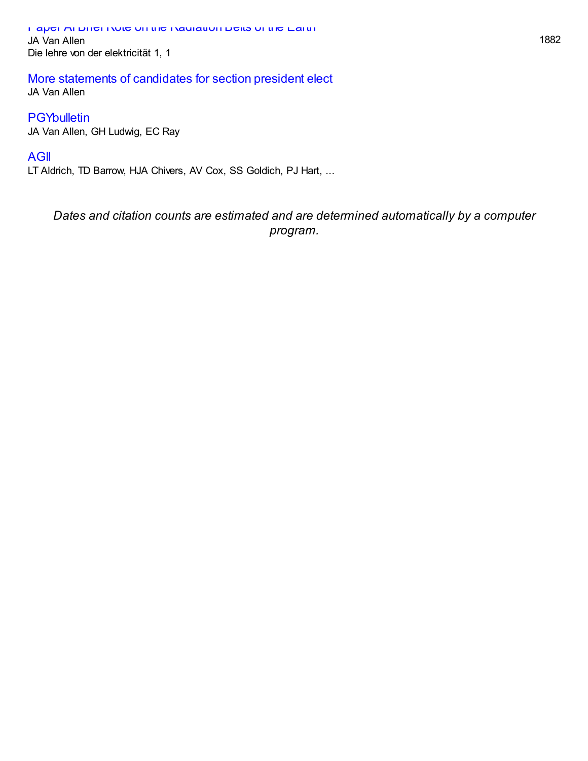Paper A: Brief Note on the Radiation Belts of the Earth
JA Van Allen
Die lehre von der elektricität 1, 1

1882

More statements of candidates for section president elect
JA Van Allen

PGYbulletin
JA Van Allen, GH Ludwig, EC Ray

AGII
LT Aldrich, TD Barrow, HJA Chivers, AV Cox, SS Goldich, PJ Hart, ...

*Dates and citation counts are estimated and are determined automatically by a computer program.*